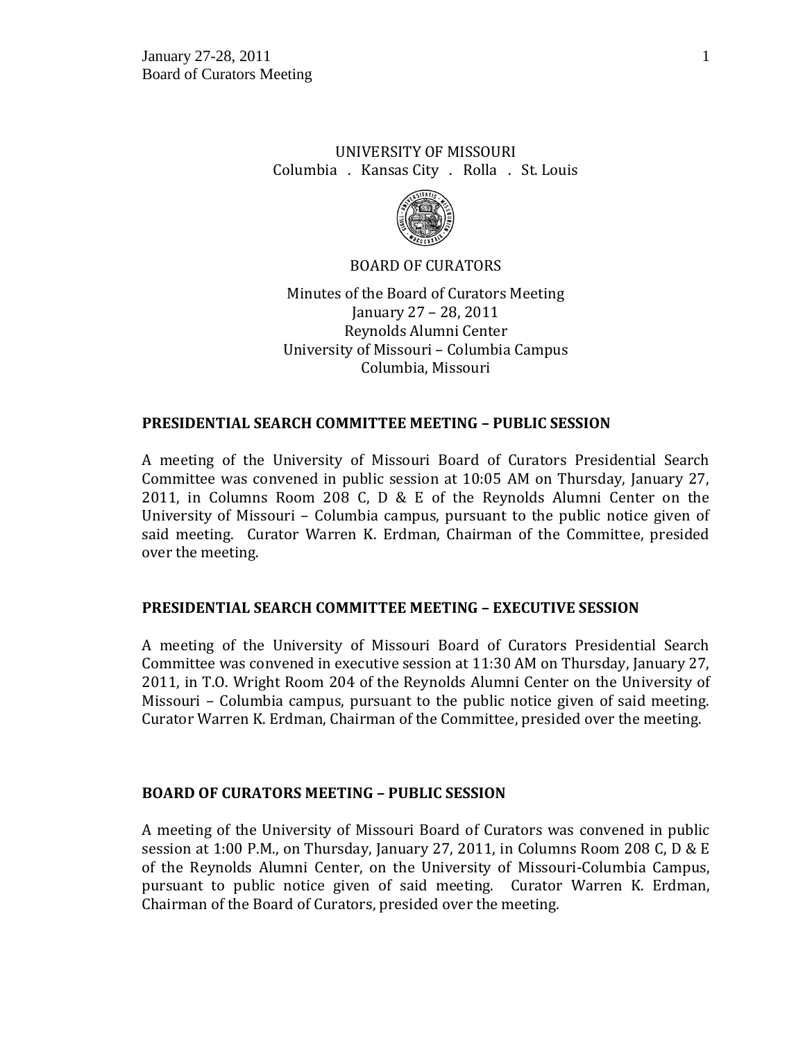UNIVERSITY OF MISSOURI

Columbia . Kansas City . Rolla . St. Louis

BOARD OF CURATORS

Minutes of the Board of Curators Meeting

January 27 – 28, 2011

Reynolds Alumni Center

University of Missouri – Columbia Campus

Columbia, Missouri

## PRESIDENTIAL SEARCH COMMITTEE MEETING – PUBLIC SESSION

A meeting of the University of Missouri Board of Curators Presidential Search Committee was convened in public session at 10:05 AM on Thursday, January 27, 2011, in Columns Room 208 C, D & E of the Reynolds Alumni Center on the University of Missouri – Columbia campus, pursuant to the public notice given of said meeting. Curator Warren K. Erdman, Chairman of the Committee, presided over the meeting.

## PRESIDENTIAL SEARCH COMMITTEE MEETING – EXECUTIVE SESSION

A meeting of the University of Missouri Board of Curators Presidential Search Committee was convened in executive session at 11:30 AM on Thursday, January 27, 2011, in T.O. Wright Room 204 of the Reynolds Alumni Center on the University of Missouri – Columbia campus, pursuant to the public notice given of said meeting. Curator Warren K. Erdman, Chairman of the Committee, presided over the meeting.

## BOARD OF CURATORS MEETING – PUBLIC SESSION

A meeting of the University of Missouri Board of Curators was convened in public session at 1:00 P.M., on Thursday, January 27, 2011, in Columns Room 208 C, D & E of the Reynolds Alumni Center, on the University of Missouri-Columbia Campus, pursuant to public notice given of said meeting. Curator Warren K. Erdman, Chairman of the Board of Curators, presided over the meeting.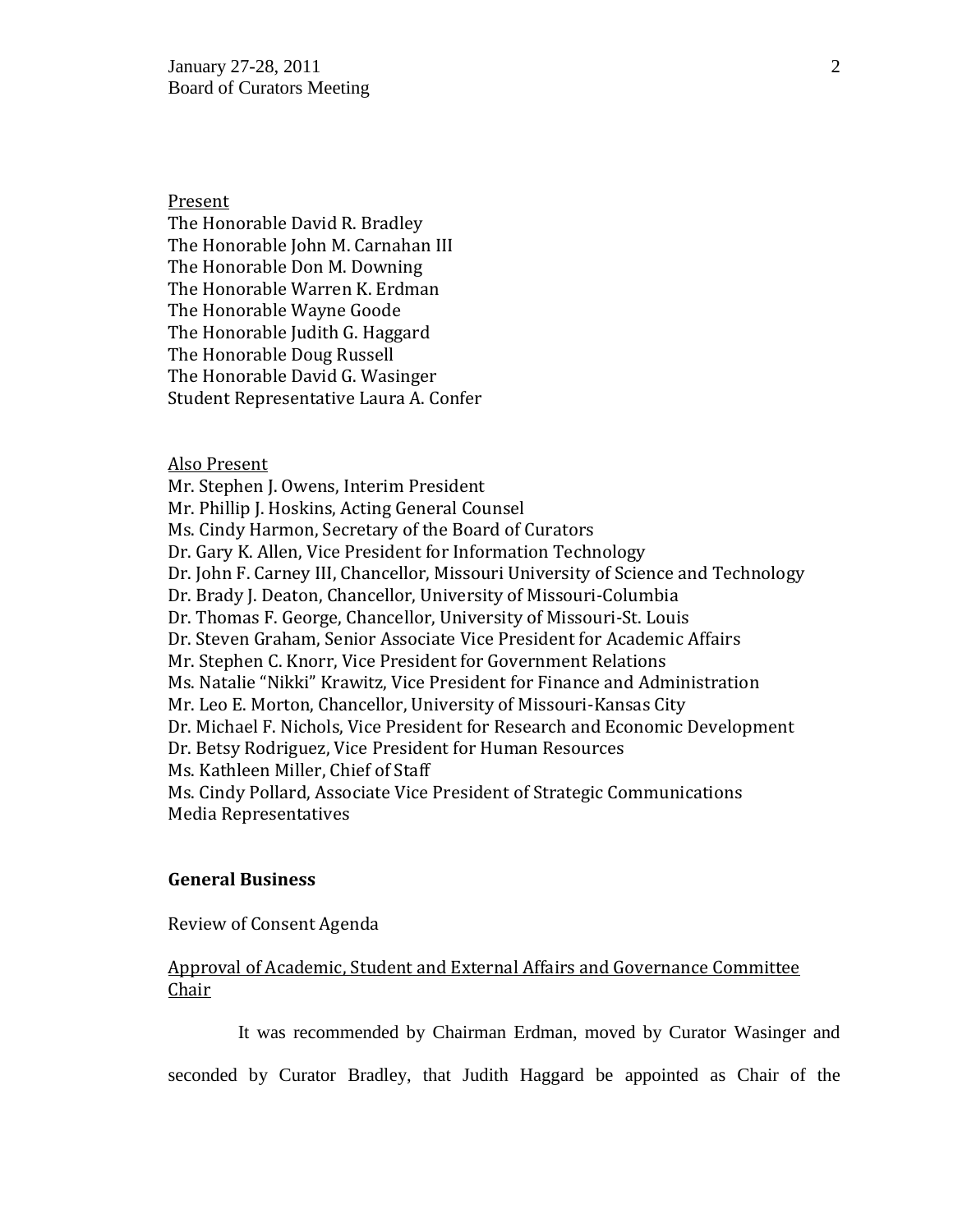Present
The Honorable David R. Bradley
The Honorable John M. Carnahan III
The Honorable Don M. Downing
The Honorable Warren K. Erdman
The Honorable Wayne Goode
The Honorable Judith G. Haggard
The Honorable Doug Russell
The Honorable David G. Wasinger
Student Representative Laura A. Confer

Also Present
Mr. Stephen J. Owens, Interim President
Mr. Phillip J. Hoskins, Acting General Counsel
Ms. Cindy Harmon, Secretary of the Board of Curators
Dr. Gary K. Allen, Vice President for Information Technology
Dr. John F. Carney III, Chancellor, Missouri University of Science and Technology
Dr. Brady J. Deaton, Chancellor, University of Missouri-Columbia
Dr. Thomas F. George, Chancellor, University of Missouri-St. Louis
Dr. Steven Graham, Senior Associate Vice President for Academic Affairs
Mr. Stephen C. Knorr, Vice President for Government Relations
Ms. Natalie "Nikki" Krawitz, Vice President for Finance and Administration
Mr. Leo E. Morton, Chancellor, University of Missouri-Kansas City
Dr. Michael F. Nichols, Vice President for Research and Economic Development
Dr. Betsy Rodriguez, Vice President for Human Resources
Ms. Kathleen Miller, Chief of Staff
Ms. Cindy Pollard, Associate Vice President of Strategic Communications
Media Representatives

**General Business**

Review of Consent Agenda

Approval of Academic, Student and External Affairs and Governance Committee Chair

It was recommended by Chairman Erdman, moved by Curator Wasinger and seconded by Curator Bradley, that Judith Haggard be appointed as Chair of the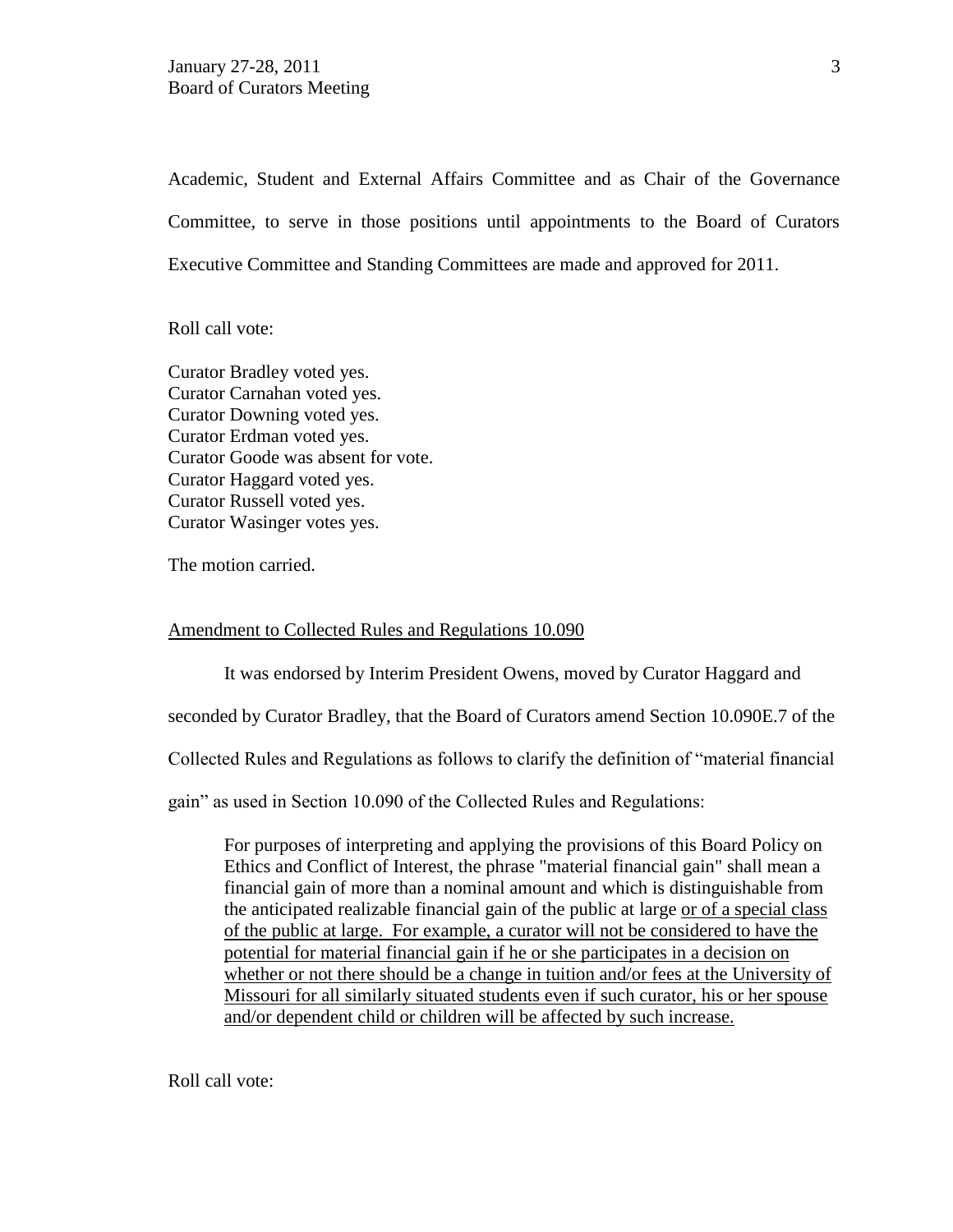Academic, Student and External Affairs Committee and as Chair of the Governance Committee, to serve in those positions until appointments to the Board of Curators Executive Committee and Standing Committees are made and approved for 2011.

Roll call vote:

Curator Bradley voted yes.
Curator Carnahan voted yes.
Curator Downing voted yes.
Curator Erdman voted yes.
Curator Goode was absent for vote.
Curator Haggard voted yes.
Curator Russell voted yes.
Curator Wasinger votes yes.

The motion carried.

<u>Amendment to Collected Rules and Regulations 10.090</u>

It was endorsed by Interim President Owens, moved by Curator Haggard and seconded by Curator Bradley, that the Board of Curators amend Section 10.090E.7 of the Collected Rules and Regulations as follows to clarify the definition of "material financial gain" as used in Section 10.090 of the Collected Rules and Regulations:

> For purposes of interpreting and applying the provisions of this Board Policy on Ethics and Conflict of Interest, the phrase "material financial gain" shall mean a financial gain of more than a nominal amount and which is distinguishable from the anticipated realizable financial gain of the public at large <u>or of a special class of the public at large. For example, a curator will not be considered to have the potential for material financial gain if he or she participates in a decision on whether or not there should be a change in tuition and/or fees at the University of Missouri for all similarly situated students even if such curator, his or her spouse and/or dependent child or children will be affected by such increase.</u>

Roll call vote: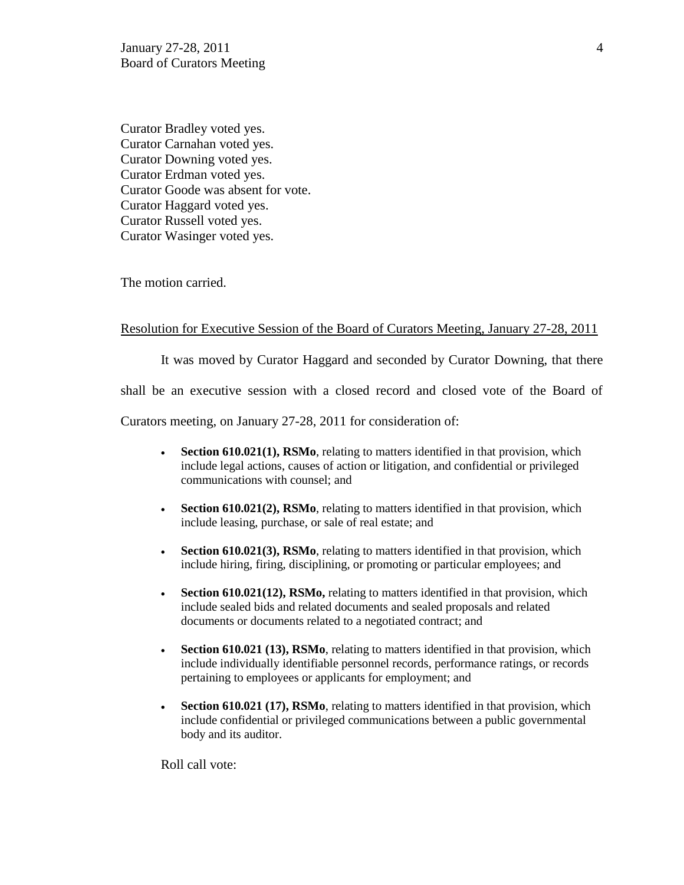Curator Bradley voted yes.
Curator Carnahan voted yes.
Curator Downing voted yes.
Curator Erdman voted yes.
Curator Goode was absent for vote.
Curator Haggard voted yes.
Curator Russell voted yes.
Curator Wasinger voted yes.

The motion carried.

Resolution for Executive Session of the Board of Curators Meeting, January 27-28, 2011

It was moved by Curator Haggard and seconded by Curator Downing, that there shall be an executive session with a closed record and closed vote of the Board of Curators meeting, on January 27-28, 2011 for consideration of:

- **Section 610.021(1), RSMo**, relating to matters identified in that provision, which include legal actions, causes of action or litigation, and confidential or privileged communications with counsel; and
- **Section 610.021(2), RSMo**, relating to matters identified in that provision, which include leasing, purchase, or sale of real estate; and
- **Section 610.021(3), RSMo**, relating to matters identified in that provision, which include hiring, firing, disciplining, or promoting or particular employees; and
- **Section 610.021(12), RSMo,** relating to matters identified in that provision, which include sealed bids and related documents and sealed proposals and related documents or documents related to a negotiated contract; and
- **Section 610.021 (13), RSMo**, relating to matters identified in that provision, which include individually identifiable personnel records, performance ratings, or records pertaining to employees or applicants for employment; and
- **Section 610.021 (17), RSMo**, relating to matters identified in that provision, which include confidential or privileged communications between a public governmental body and its auditor.

Roll call vote: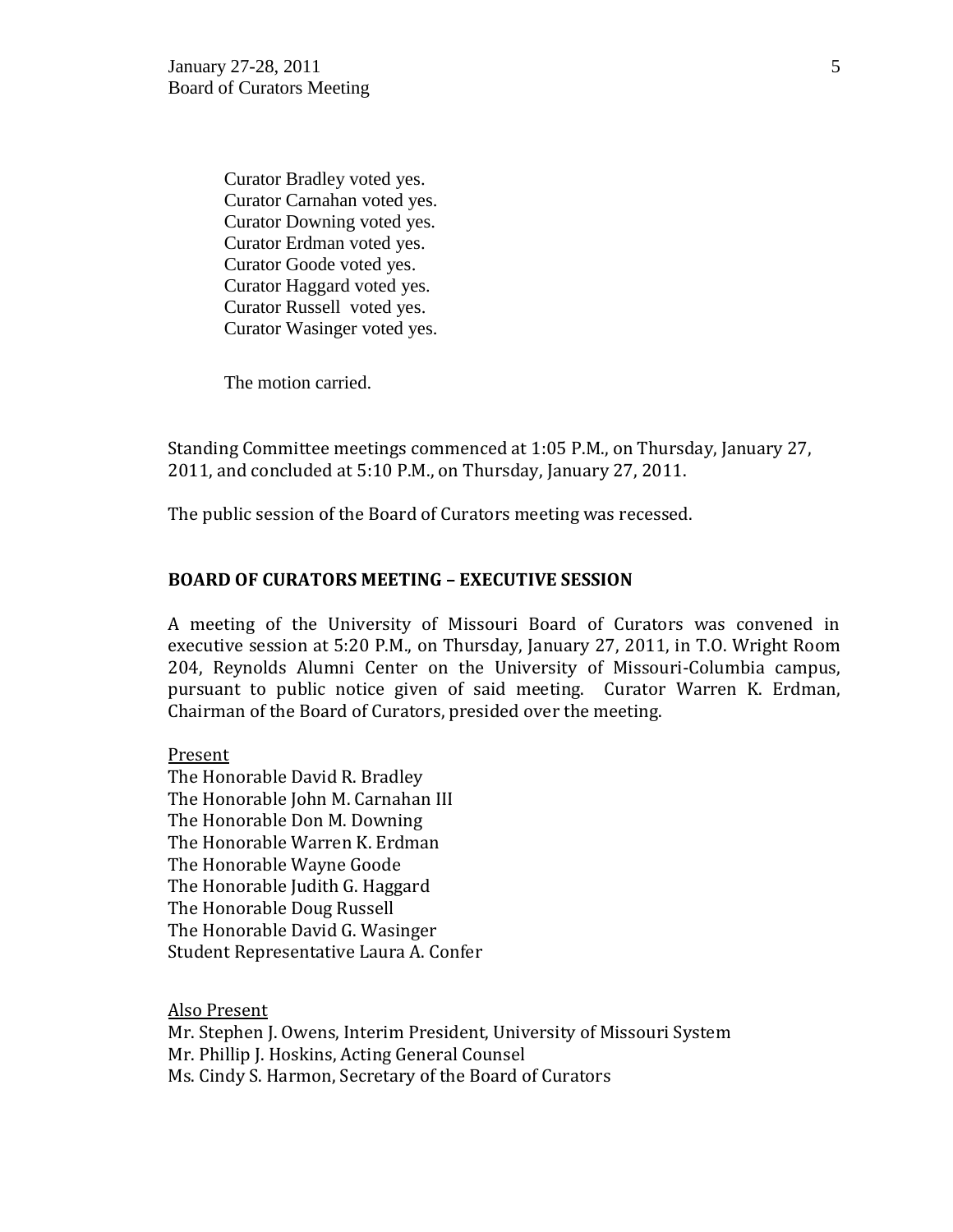Curator Bradley voted yes.
Curator Carnahan voted yes.
Curator Downing voted yes.
Curator Erdman voted yes.
Curator Goode voted yes.
Curator Haggard voted yes.
Curator Russell voted yes.
Curator Wasinger voted yes.

The motion carried.

Standing Committee meetings commenced at 1:05 P.M., on Thursday, January 27, 2011, and concluded at 5:10 P.M., on Thursday, January 27, 2011.

The public session of the Board of Curators meeting was recessed.

**BOARD OF CURATORS MEETING – EXECUTIVE SESSION**

A meeting of the University of Missouri Board of Curators was convened in executive session at 5:20 P.M., on Thursday, January 27, 2011, in T.O. Wright Room 204, Reynolds Alumni Center on the University of Missouri-Columbia campus, pursuant to public notice given of said meeting. Curator Warren K. Erdman, Chairman of the Board of Curators, presided over the meeting.

Present

The Honorable David R. Bradley
The Honorable John M. Carnahan III
The Honorable Don M. Downing
The Honorable Warren K. Erdman
The Honorable Wayne Goode
The Honorable Judith G. Haggard
The Honorable Doug Russell
The Honorable David G. Wasinger
Student Representative Laura A. Confer

Also Present

Mr. Stephen J. Owens, Interim President, University of Missouri System
Mr. Phillip J. Hoskins, Acting General Counsel
Ms. Cindy S. Harmon, Secretary of the Board of Curators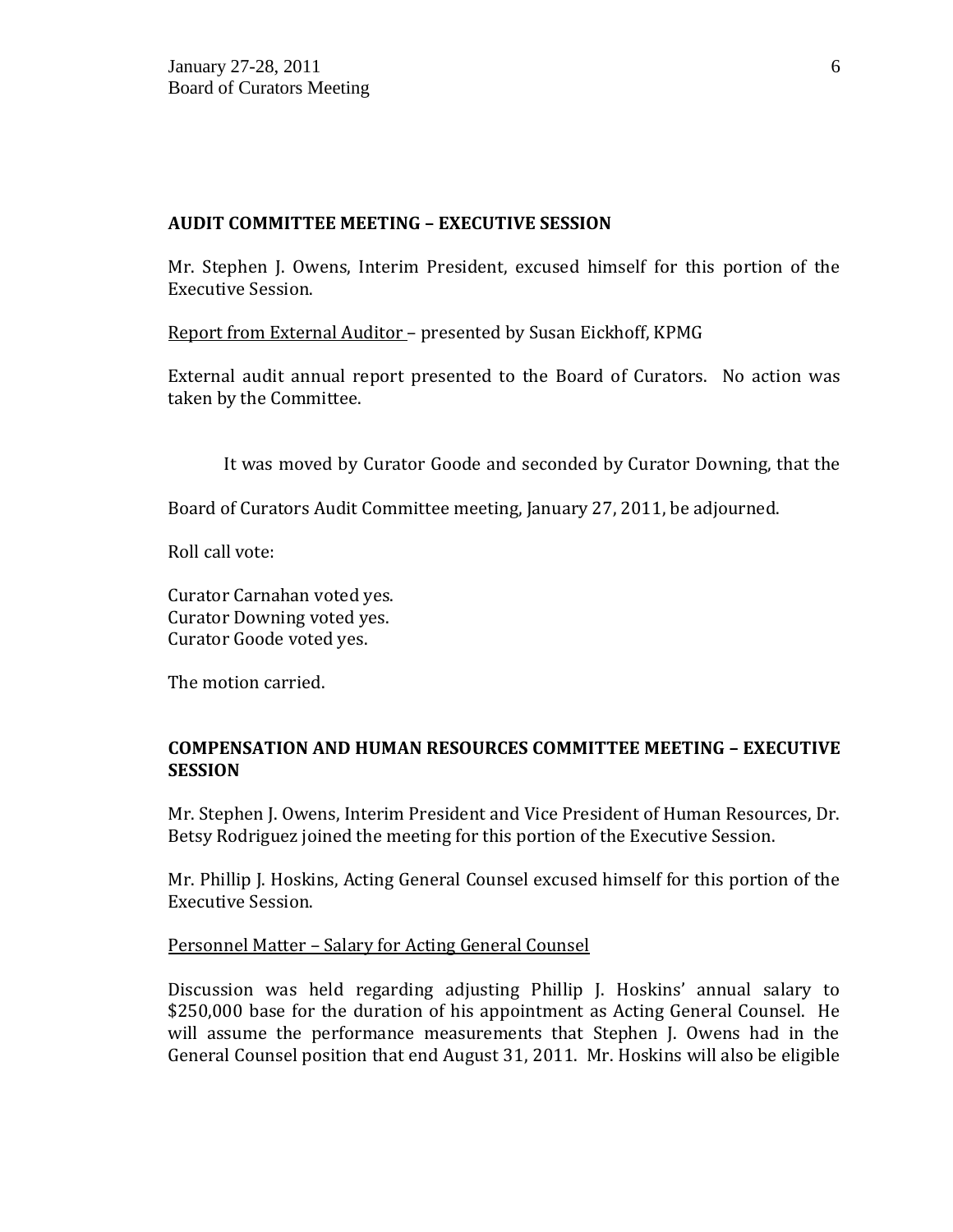## AUDIT COMMITTEE MEETING – EXECUTIVE SESSION

Mr. Stephen J. Owens, Interim President, excused himself for this portion of the Executive Session.

Report from External Auditor – presented by Susan Eickhoff, KPMG

External audit annual report presented to the Board of Curators. No action was taken by the Committee.

It was moved by Curator Goode and seconded by Curator Downing, that the Board of Curators Audit Committee meeting, January 27, 2011, be adjourned.

Roll call vote:

Curator Carnahan voted yes.
Curator Downing voted yes.
Curator Goode voted yes.

The motion carried.

## COMPENSATION AND HUMAN RESOURCES COMMITTEE MEETING – EXECUTIVE SESSION

Mr. Stephen J. Owens, Interim President and Vice President of Human Resources, Dr. Betsy Rodriguez joined the meeting for this portion of the Executive Session.

Mr. Phillip J. Hoskins, Acting General Counsel excused himself for this portion of the Executive Session.

Personnel Matter – Salary for Acting General Counsel

Discussion was held regarding adjusting Phillip J. Hoskins' annual salary to $250,000 base for the duration of his appointment as Acting General Counsel. He will assume the performance measurements that Stephen J. Owens had in the General Counsel position that end August 31, 2011. Mr. Hoskins will also be eligible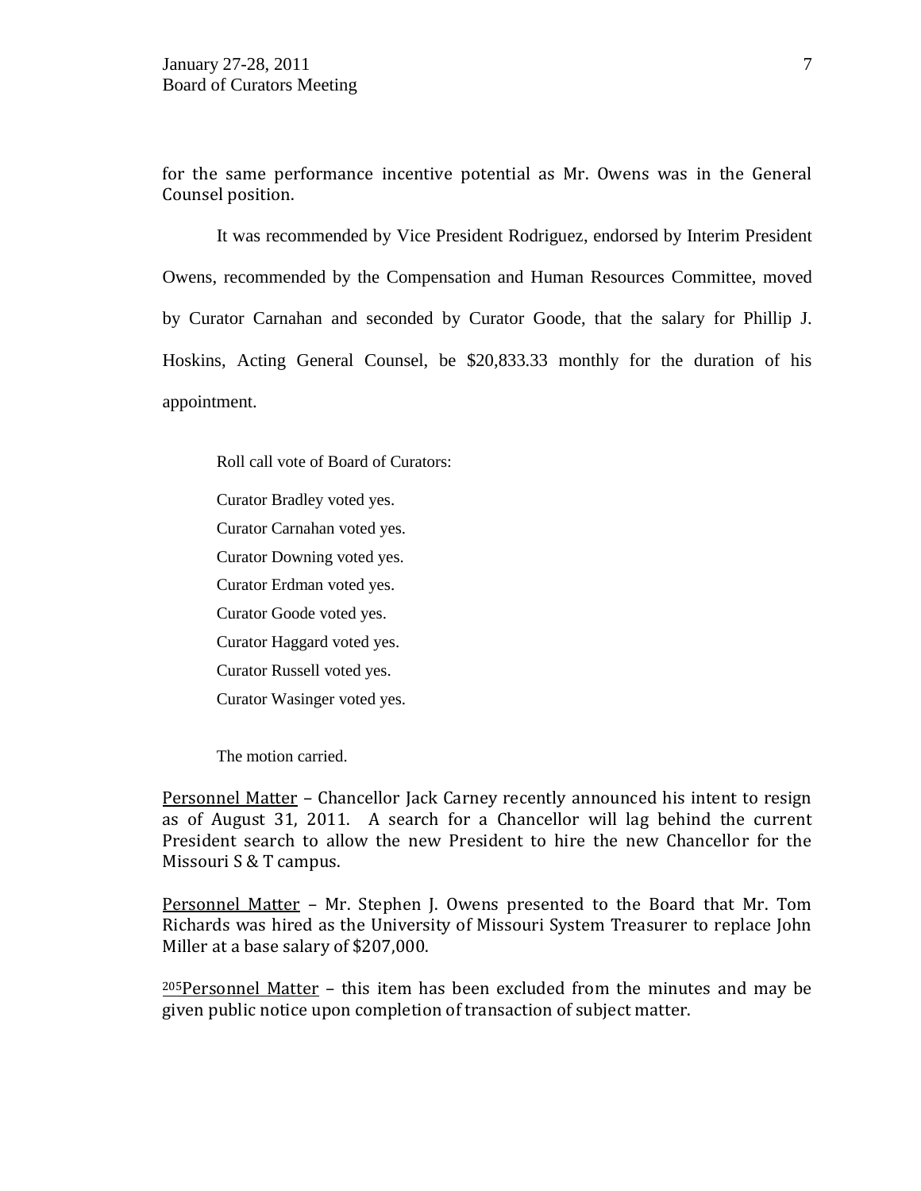for the same performance incentive potential as Mr. Owens was in the General Counsel position.

It was recommended by Vice President Rodriguez, endorsed by Interim President Owens, recommended by the Compensation and Human Resources Committee, moved by Curator Carnahan and seconded by Curator Goode, that the salary for Phillip J. Hoskins, Acting General Counsel, be $20,833.33 monthly for the duration of his appointment.

Roll call vote of Board of Curators:

Curator Bradley voted yes.
Curator Carnahan voted yes.
Curator Downing voted yes.
Curator Erdman voted yes.
Curator Goode voted yes.
Curator Haggard voted yes.
Curator Russell voted yes.
Curator Wasinger voted yes.

The motion carried.

Personnel Matter – Chancellor Jack Carney recently announced his intent to resign as of August 31, 2011. A search for a Chancellor will lag behind the current President search to allow the new President to hire the new Chancellor for the Missouri S & T campus.

Personnel Matter – Mr. Stephen J. Owens presented to the Board that Mr. Tom Richards was hired as the University of Missouri System Treasurer to replace John Miller at a base salary of $207,000.

[205]Personnel Matter – this item has been excluded from the minutes and may be given public notice upon completion of transaction of subject matter.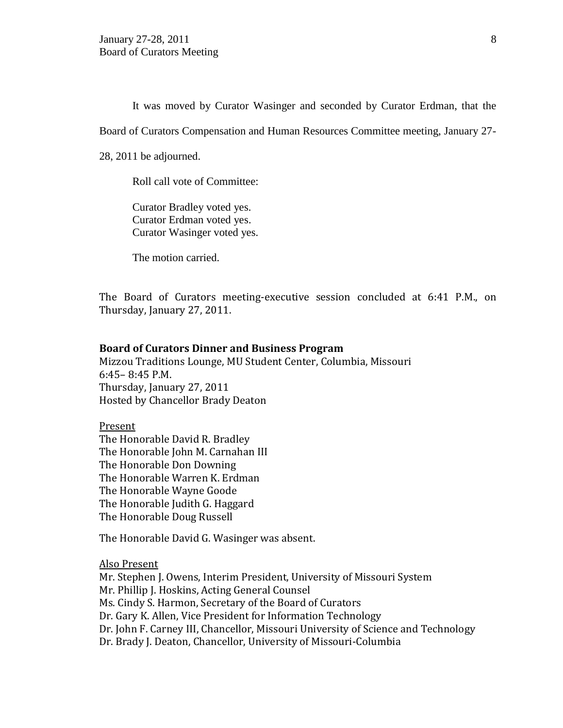It was moved by Curator Wasinger and seconded by Curator Erdman, that the Board of Curators Compensation and Human Resources Committee meeting, January 27-28, 2011 be adjourned.

Roll call vote of Committee:

Curator Bradley voted yes.
Curator Erdman voted yes.
Curator Wasinger voted yes.

The motion carried.

The Board of Curators meeting-executive session concluded at 6:41 P.M., on Thursday, January 27, 2011.

**Board of Curators Dinner and Business Program**
Mizzou Traditions Lounge, MU Student Center, Columbia, Missouri
6:45– 8:45 P.M.
Thursday, January 27, 2011
Hosted by Chancellor Brady Deaton

Present
The Honorable David R. Bradley
The Honorable John M. Carnahan III
The Honorable Don Downing
The Honorable Warren K. Erdman
The Honorable Wayne Goode
The Honorable Judith G. Haggard
The Honorable Doug Russell

The Honorable David G. Wasinger was absent.

Also Present
Mr. Stephen J. Owens, Interim President, University of Missouri System
Mr. Phillip J. Hoskins, Acting General Counsel
Ms. Cindy S. Harmon, Secretary of the Board of Curators
Dr. Gary K. Allen, Vice President for Information Technology
Dr. John F. Carney III, Chancellor, Missouri University of Science and Technology
Dr. Brady J. Deaton, Chancellor, University of Missouri-Columbia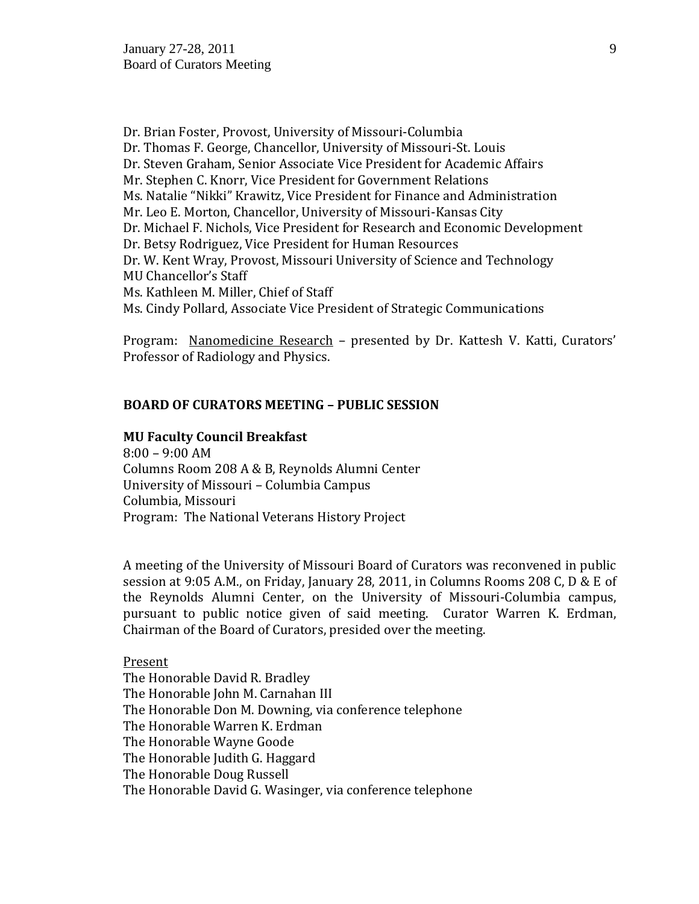Dr. Brian Foster, Provost, University of Missouri-Columbia
Dr. Thomas F. George, Chancellor, University of Missouri-St. Louis
Dr. Steven Graham, Senior Associate Vice President for Academic Affairs
Mr. Stephen C. Knorr, Vice President for Government Relations
Ms. Natalie "Nikki" Krawitz, Vice President for Finance and Administration
Mr. Leo E. Morton, Chancellor, University of Missouri-Kansas City
Dr. Michael F. Nichols, Vice President for Research and Economic Development
Dr. Betsy Rodriguez, Vice President for Human Resources
Dr. W. Kent Wray, Provost, Missouri University of Science and Technology
MU Chancellor's Staff
Ms. Kathleen M. Miller, Chief of Staff
Ms. Cindy Pollard, Associate Vice President of Strategic Communications

Program: Nanomedicine Research – presented by Dr. Kattesh V. Katti, Curators' Professor of Radiology and Physics.

**BOARD OF CURATORS MEETING – PUBLIC SESSION**

**MU Faculty Council Breakfast**
8:00 – 9:00 AM
Columns Room 208 A & B, Reynolds Alumni Center
University of Missouri – Columbia Campus
Columbia, Missouri
Program: The National Veterans History Project

A meeting of the University of Missouri Board of Curators was reconvened in public session at 9:05 A.M., on Friday, January 28, 2011, in Columns Rooms 208 C, D & E of the Reynolds Alumni Center, on the University of Missouri-Columbia campus, pursuant to public notice given of said meeting. Curator Warren K. Erdman, Chairman of the Board of Curators, presided over the meeting.

Present
The Honorable David R. Bradley
The Honorable John M. Carnahan III
The Honorable Don M. Downing, via conference telephone
The Honorable Warren K. Erdman
The Honorable Wayne Goode
The Honorable Judith G. Haggard
The Honorable Doug Russell
The Honorable David G. Wasinger, via conference telephone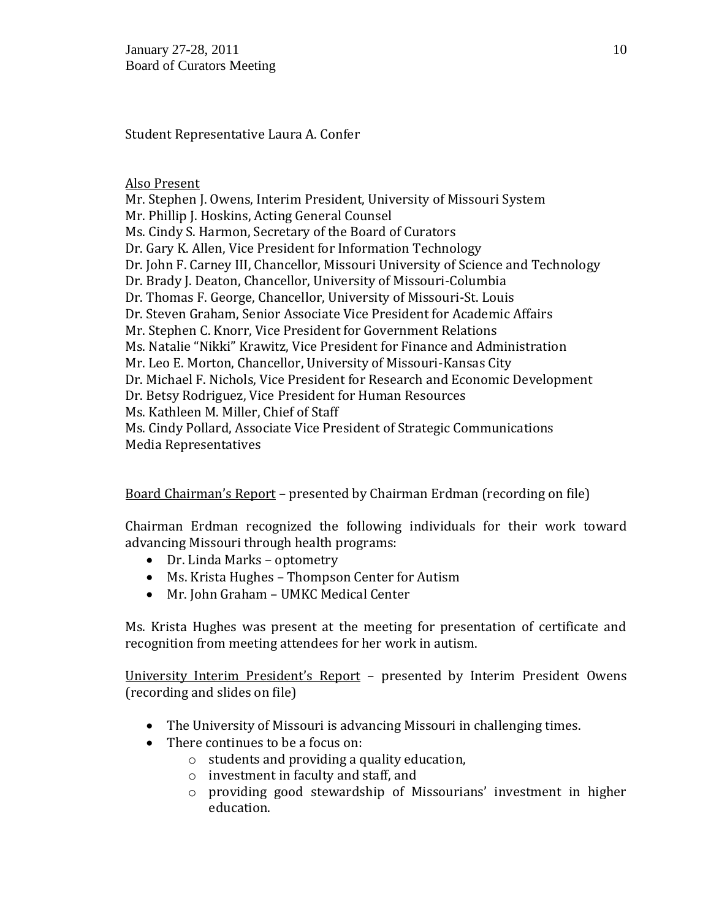Student Representative Laura A. Confer

Also Present

Mr. Stephen J. Owens, Interim President, University of Missouri System
Mr. Phillip J. Hoskins, Acting General Counsel
Ms. Cindy S. Harmon, Secretary of the Board of Curators
Dr. Gary K. Allen, Vice President for Information Technology
Dr. John F. Carney III, Chancellor, Missouri University of Science and Technology
Dr. Brady J. Deaton, Chancellor, University of Missouri-Columbia
Dr. Thomas F. George, Chancellor, University of Missouri-St. Louis
Dr. Steven Graham, Senior Associate Vice President for Academic Affairs
Mr. Stephen C. Knorr, Vice President for Government Relations
Ms. Natalie "Nikki" Krawitz, Vice President for Finance and Administration
Mr. Leo E. Morton, Chancellor, University of Missouri-Kansas City
Dr. Michael F. Nichols, Vice President for Research and Economic Development
Dr. Betsy Rodriguez, Vice President for Human Resources
Ms. Kathleen M. Miller, Chief of Staff
Ms. Cindy Pollard, Associate Vice President of Strategic Communications
Media Representatives

Board Chairman's Report – presented by Chairman Erdman (recording on file)

Chairman Erdman recognized the following individuals for their work toward advancing Missouri through health programs:

- Dr. Linda Marks – optometry
- Ms. Krista Hughes – Thompson Center for Autism
- Mr. John Graham – UMKC Medical Center

Ms. Krista Hughes was present at the meeting for presentation of certificate and recognition from meeting attendees for her work in autism.

University Interim President's Report – presented by Interim President Owens (recording and slides on file)

- The University of Missouri is advancing Missouri in challenging times.
- There continues to be a focus on:
  - students and providing a quality education,
  - investment in faculty and staff, and
  - providing good stewardship of Missourians' investment in higher education.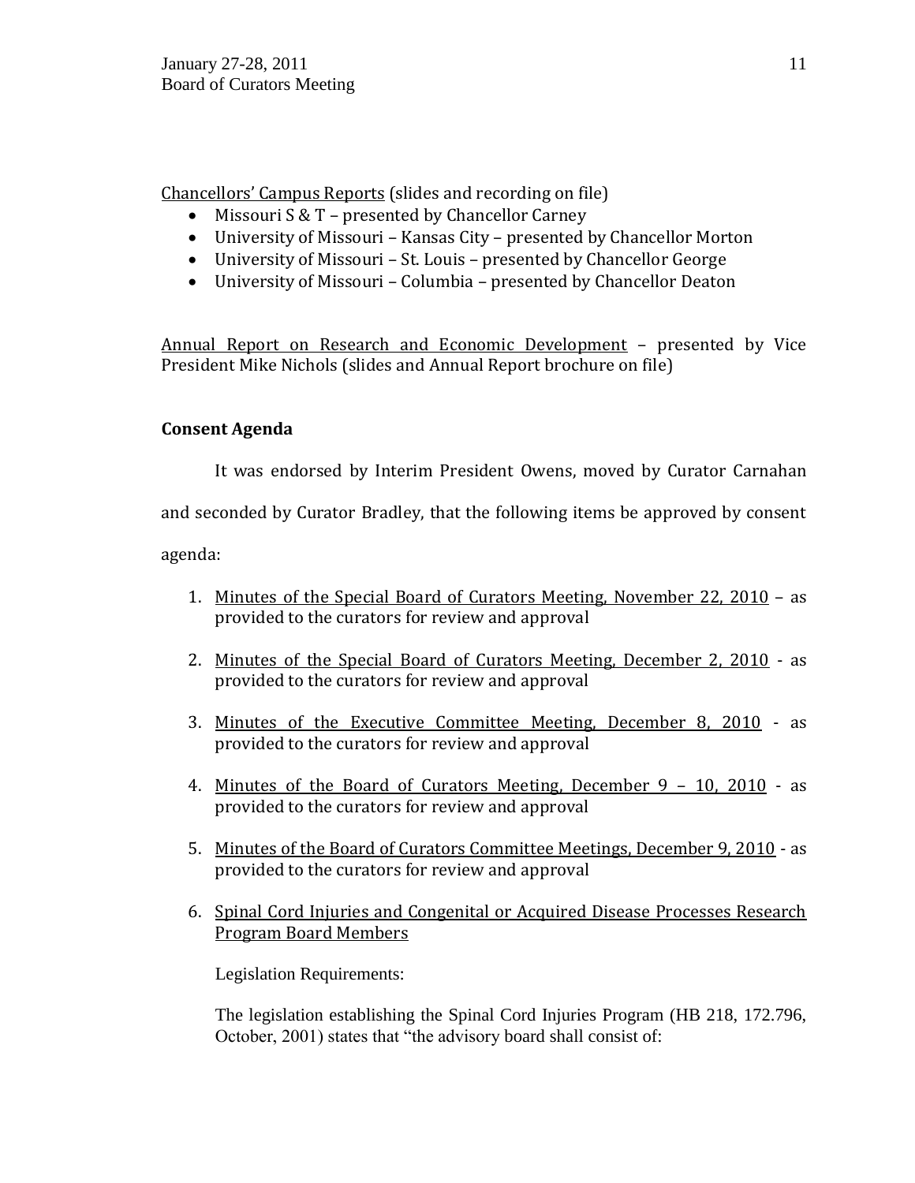<u>Chancellors' Campus Reports</u> (slides and recording on file)

- Missouri S & T – presented by Chancellor Carney
- University of Missouri – Kansas City – presented by Chancellor Morton
- University of Missouri – St. Louis – presented by Chancellor George
- University of Missouri – Columbia – presented by Chancellor Deaton

<u>Annual Report on Research and Economic Development</u> – presented by Vice President Mike Nichols (slides and Annual Report brochure on file)

**Consent Agenda**

It was endorsed by Interim President Owens, moved by Curator Carnahan and seconded by Curator Bradley, that the following items be approved by consent agenda:

1. <u>Minutes of the Special Board of Curators Meeting, November 22, 2010</u> – as provided to the curators for review and approval

2. <u>Minutes of the Special Board of Curators Meeting, December 2, 2010</u> - as provided to the curators for review and approval

3. <u>Minutes of the Executive Committee Meeting, December 8, 2010</u> - as provided to the curators for review and approval

4. <u>Minutes of the Board of Curators Meeting, December 9 – 10, 2010</u> - as provided to the curators for review and approval

5. <u>Minutes of the Board of Curators Committee Meetings, December 9, 2010</u> - as provided to the curators for review and approval

6. <u>Spinal Cord Injuries and Congenital or Acquired Disease Processes Research Program Board Members</u>

   Legislation Requirements:

   The legislation establishing the Spinal Cord Injuries Program (HB 218, 172.796, October, 2001) states that "the advisory board shall consist of: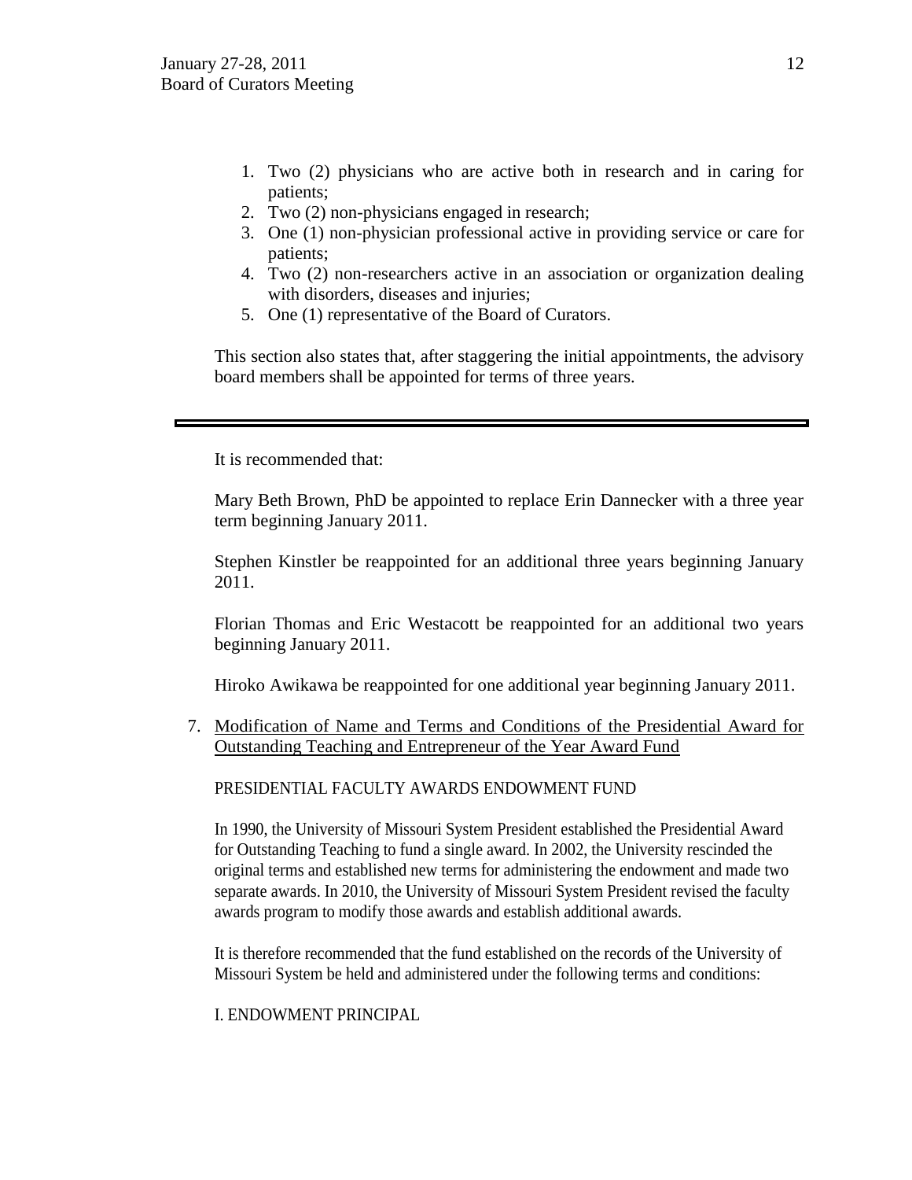1. Two (2) physicians who are active both in research and in caring for patients;
2. Two (2) non-physicians engaged in research;
3. One (1) non-physician professional active in providing service or care for patients;
4. Two (2) non-researchers active in an association or organization dealing with disorders, diseases and injuries;
5. One (1) representative of the Board of Curators.

This section also states that, after staggering the initial appointments, the advisory board members shall be appointed for terms of three years.

---

It is recommended that:

Mary Beth Brown, PhD be appointed to replace Erin Dannecker with a three year term beginning January 2011.

Stephen Kinstler be reappointed for an additional three years beginning January 2011.

Florian Thomas and Eric Westacott be reappointed for an additional two years beginning January 2011.

Hiroko Awikawa be reappointed for one additional year beginning January 2011.

7. Modification of Name and Terms and Conditions of the Presidential Award for Outstanding Teaching and Entrepreneur of the Year Award Fund

PRESIDENTIAL FACULTY AWARDS ENDOWMENT FUND

In 1990, the University of Missouri System President established the Presidential Award for Outstanding Teaching to fund a single award. In 2002, the University rescinded the original terms and established new terms for administering the endowment and made two separate awards. In 2010, the University of Missouri System President revised the faculty awards program to modify those awards and establish additional awards.

It is therefore recommended that the fund established on the records of the University of Missouri System be held and administered under the following terms and conditions:

I. ENDOWMENT PRINCIPAL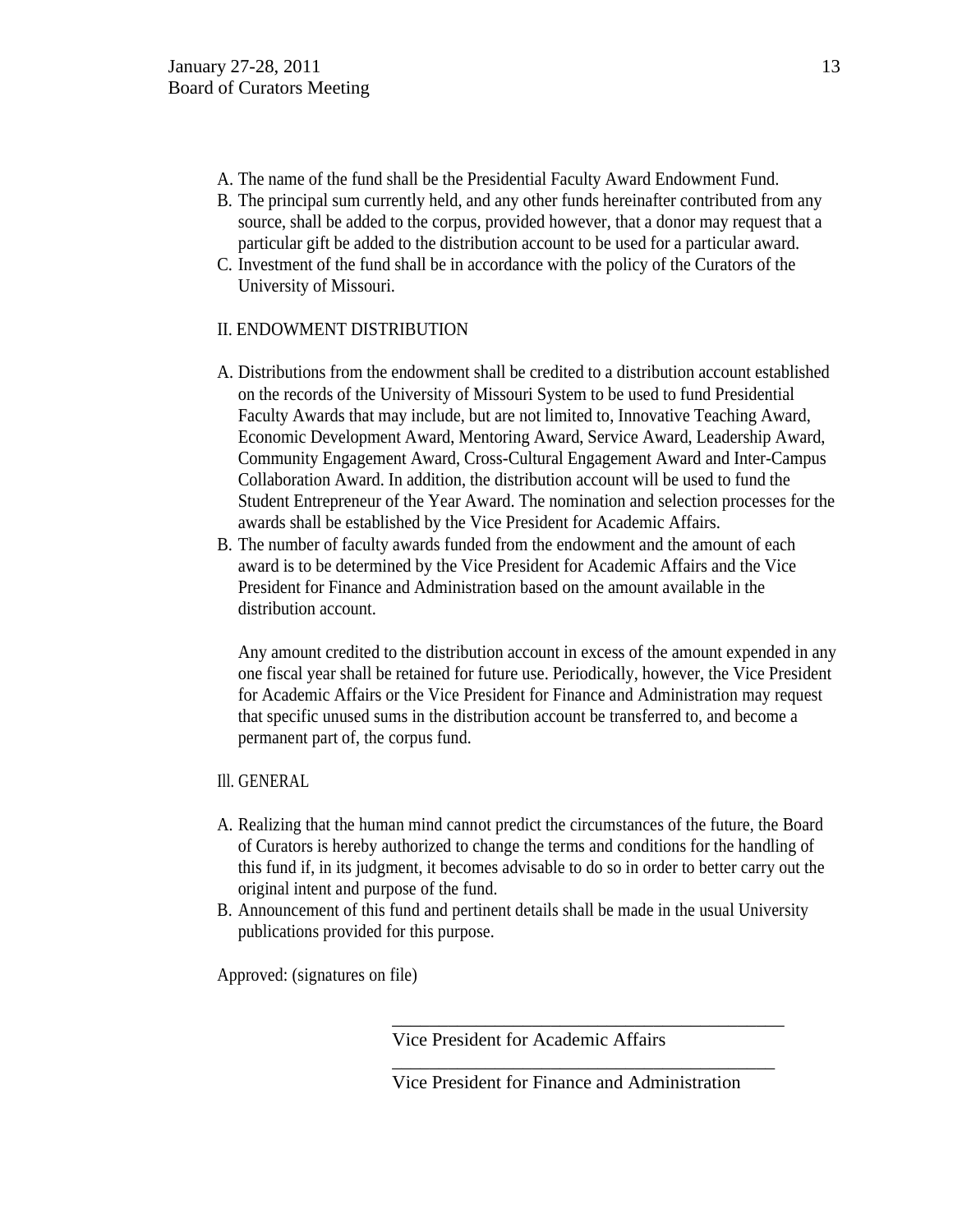A. The name of the fund shall be the Presidential Faculty Award Endowment Fund.
B. The principal sum currently held, and any other funds hereinafter contributed from any source, shall be added to the corpus, provided however, that a donor may request that a particular gift be added to the distribution account to be used for a particular award.
C. Investment of the fund shall be in accordance with the policy of the Curators of the University of Missouri.

II. ENDOWMENT DISTRIBUTION

A. Distributions from the endowment shall be credited to a distribution account established on the records of the University of Missouri System to be used to fund Presidential Faculty Awards that may include, but are not limited to, Innovative Teaching Award, Economic Development Award, Mentoring Award, Service Award, Leadership Award, Community Engagement Award, Cross-Cultural Engagement Award and Inter-Campus Collaboration Award. In addition, the distribution account will be used to fund the Student Entrepreneur of the Year Award. The nomination and selection processes for the awards shall be established by the Vice President for Academic Affairs.
B. The number of faculty awards funded from the endowment and the amount of each award is to be determined by the Vice President for Academic Affairs and the Vice President for Finance and Administration based on the amount available in the distribution account.

   Any amount credited to the distribution account in excess of the amount expended in any one fiscal year shall be retained for future use. Periodically, however, the Vice President for Academic Affairs or the Vice President for Finance and Administration may request that specific unused sums in the distribution account be transferred to, and become a permanent part of, the corpus fund.

III. GENERAL

A. Realizing that the human mind cannot predict the circumstances of the future, the Board of Curators is hereby authorized to change the terms and conditions for the handling of this fund if, in its judgment, it becomes advisable to do so in order to better carry out the original intent and purpose of the fund.
B. Announcement of this fund and pertinent details shall be made in the usual University publications provided for this purpose.

Approved: (signatures on file)

\_\_\_\_\_\_\_\_\_\_\_\_\_\_\_\_\_\_\_\_\_\_\_\_\_\_\_\_\_\_\_\_\_\_\_\_\_\_\_\_\_\_
Vice President for Academic Affairs

\_\_\_\_\_\_\_\_\_\_\_\_\_\_\_\_\_\_\_\_\_\_\_\_\_\_\_\_\_\_\_\_\_\_\_\_\_\_\_\_\_\_
Vice President for Finance and Administration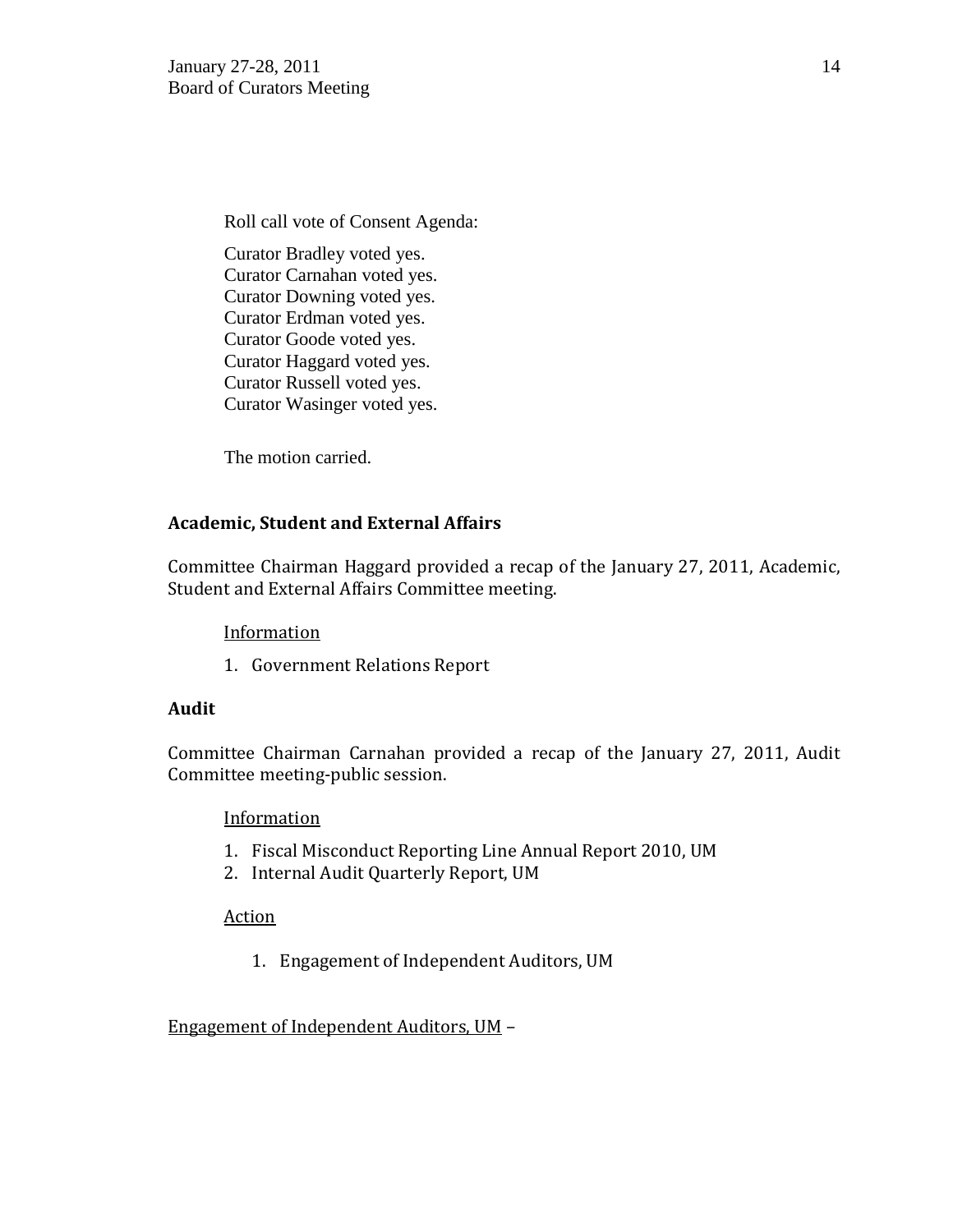Roll call vote of Consent Agenda:

Curator Bradley voted yes.
Curator Carnahan voted yes.
Curator Downing voted yes.
Curator Erdman voted yes.
Curator Goode voted yes.
Curator Haggard voted yes.
Curator Russell voted yes.
Curator Wasinger voted yes.

The motion carried.

**Academic, Student and External Affairs**

Committee Chairman Haggard provided a recap of the January 27, 2011, Academic, Student and External Affairs Committee meeting.

Information

1. Government Relations Report

**Audit**

Committee Chairman Carnahan provided a recap of the January 27, 2011, Audit Committee meeting-public session.

Information

1. Fiscal Misconduct Reporting Line Annual Report 2010, UM
2. Internal Audit Quarterly Report, UM

Action

1. Engagement of Independent Auditors, UM

Engagement of Independent Auditors, UM –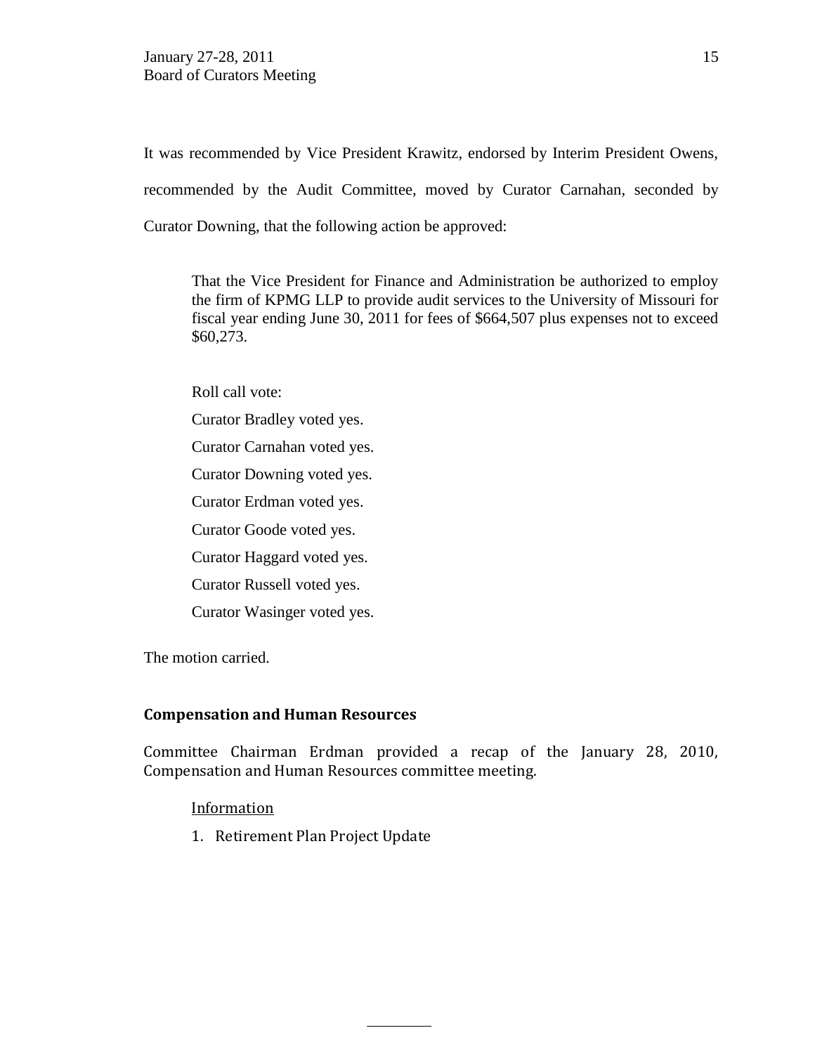It was recommended by Vice President Krawitz, endorsed by Interim President Owens, recommended by the Audit Committee, moved by Curator Carnahan, seconded by Curator Downing, that the following action be approved:

> That the Vice President for Finance and Administration be authorized to employ the firm of KPMG LLP to provide audit services to the University of Missouri for fiscal year ending June 30, 2011 for fees of $664,507 plus expenses not to exceed $60,273.
>
> Roll call vote:
>
> Curator Bradley voted yes.
>
> Curator Carnahan voted yes.
>
> Curator Downing voted yes.
>
> Curator Erdman voted yes.
>
> Curator Goode voted yes.
>
> Curator Haggard voted yes.
>
> Curator Russell voted yes.
>
> Curator Wasinger voted yes.

The motion carried.

## Compensation and Human Resources

Committee Chairman Erdman provided a recap of the January 28, 2010, Compensation and Human Resources committee meeting.

Information

1. Retirement Plan Project Update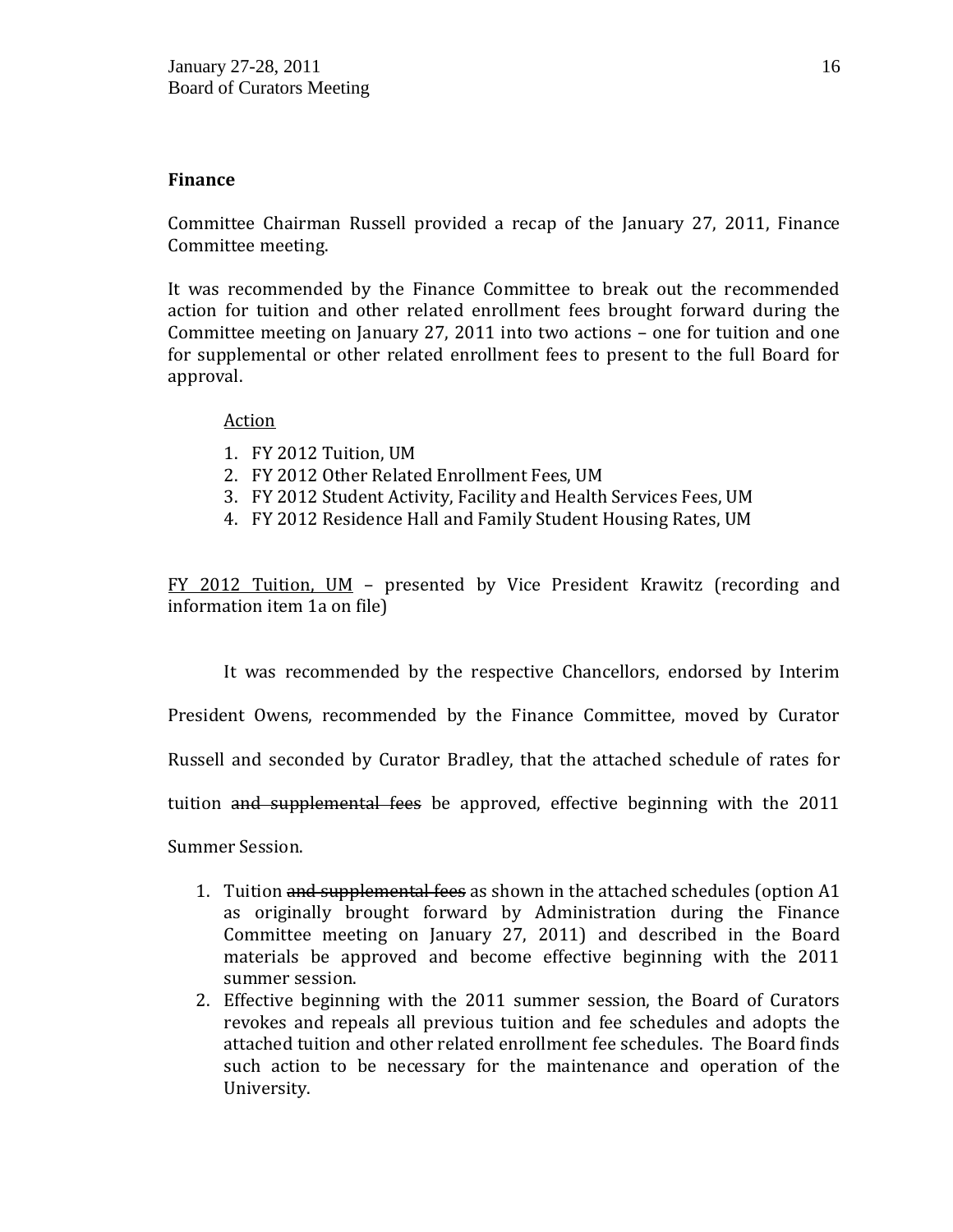**Finance**

Committee Chairman Russell provided a recap of the January 27, 2011, Finance Committee meeting.

It was recommended by the Finance Committee to break out the recommended action for tuition and other related enrollment fees brought forward during the Committee meeting on January 27, 2011 into two actions – one for tuition and one for supplemental or other related enrollment fees to present to the full Board for approval.

<u>Action</u>

1. FY 2012 Tuition, UM
2. FY 2012 Other Related Enrollment Fees, UM
3. FY 2012 Student Activity, Facility and Health Services Fees, UM
4. FY 2012 Residence Hall and Family Student Housing Rates, UM

<u>FY 2012 Tuition, UM</u> – presented by Vice President Krawitz (recording and information item 1a on file)

It was recommended by the respective Chancellors, endorsed by Interim President Owens, recommended by the Finance Committee, moved by Curator Russell and seconded by Curator Bradley, that the attached schedule of rates for tuition ~~and supplemental fees~~ be approved, effective beginning with the 2011 Summer Session.

1. Tuition ~~and supplemental fees~~ as shown in the attached schedules (option A1 as originally brought forward by Administration during the Finance Committee meeting on January 27, 2011) and described in the Board materials be approved and become effective beginning with the 2011 summer session.
2. Effective beginning with the 2011 summer session, the Board of Curators revokes and repeals all previous tuition and fee schedules and adopts the attached tuition and other related enrollment fee schedules. The Board finds such action to be necessary for the maintenance and operation of the University.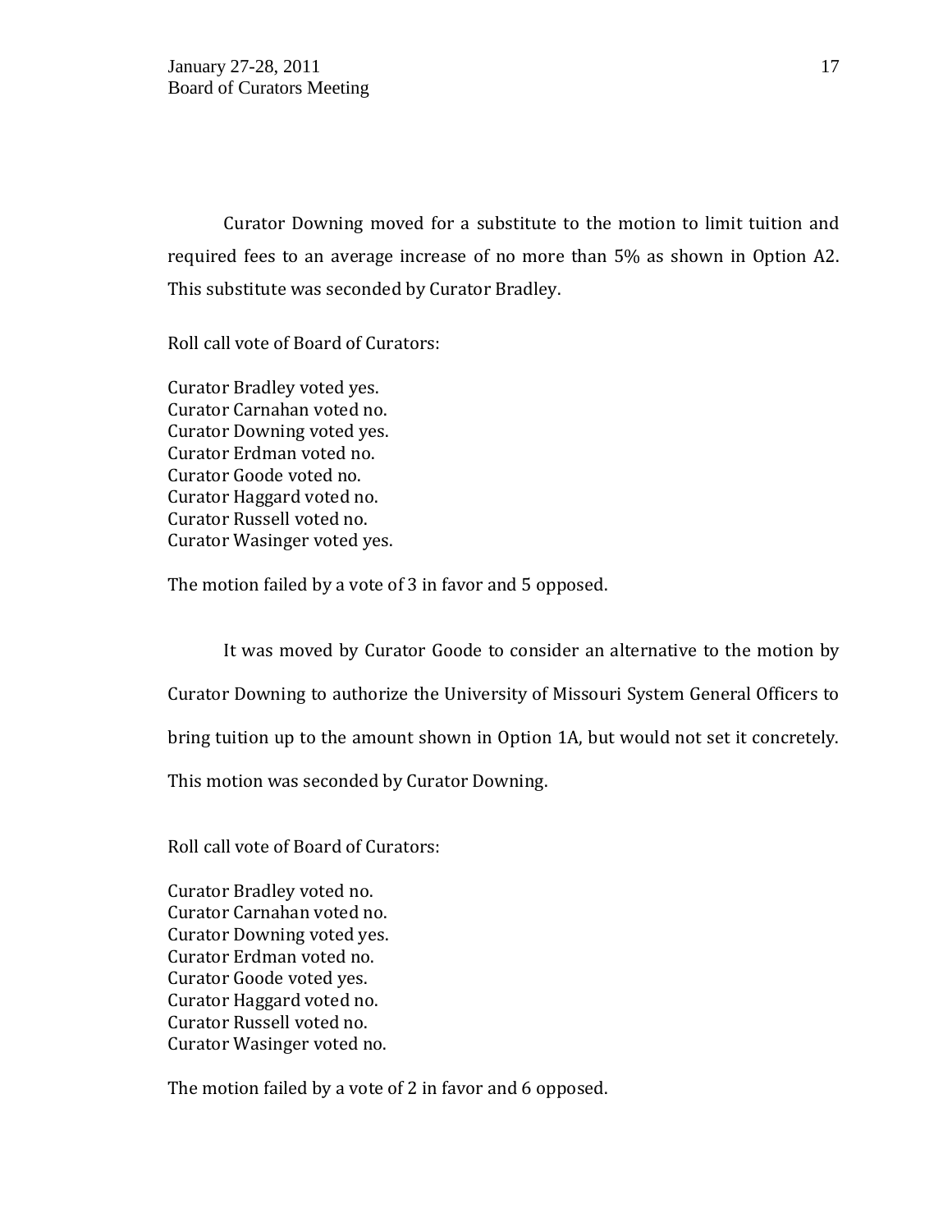Curator Downing moved for a substitute to the motion to limit tuition and required fees to an average increase of no more than 5% as shown in Option A2. This substitute was seconded by Curator Bradley.

Roll call vote of Board of Curators:

Curator Bradley voted yes.
Curator Carnahan voted no.
Curator Downing voted yes.
Curator Erdman voted no.
Curator Goode voted no.
Curator Haggard voted no.
Curator Russell voted no.
Curator Wasinger voted yes.

The motion failed by a vote of 3 in favor and 5 opposed.

It was moved by Curator Goode to consider an alternative to the motion by Curator Downing to authorize the University of Missouri System General Officers to bring tuition up to the amount shown in Option 1A, but would not set it concretely. This motion was seconded by Curator Downing.

Roll call vote of Board of Curators:

Curator Bradley voted no.
Curator Carnahan voted no.
Curator Downing voted yes.
Curator Erdman voted no.
Curator Goode voted yes.
Curator Haggard voted no.
Curator Russell voted no.
Curator Wasinger voted no.

The motion failed by a vote of 2 in favor and 6 opposed.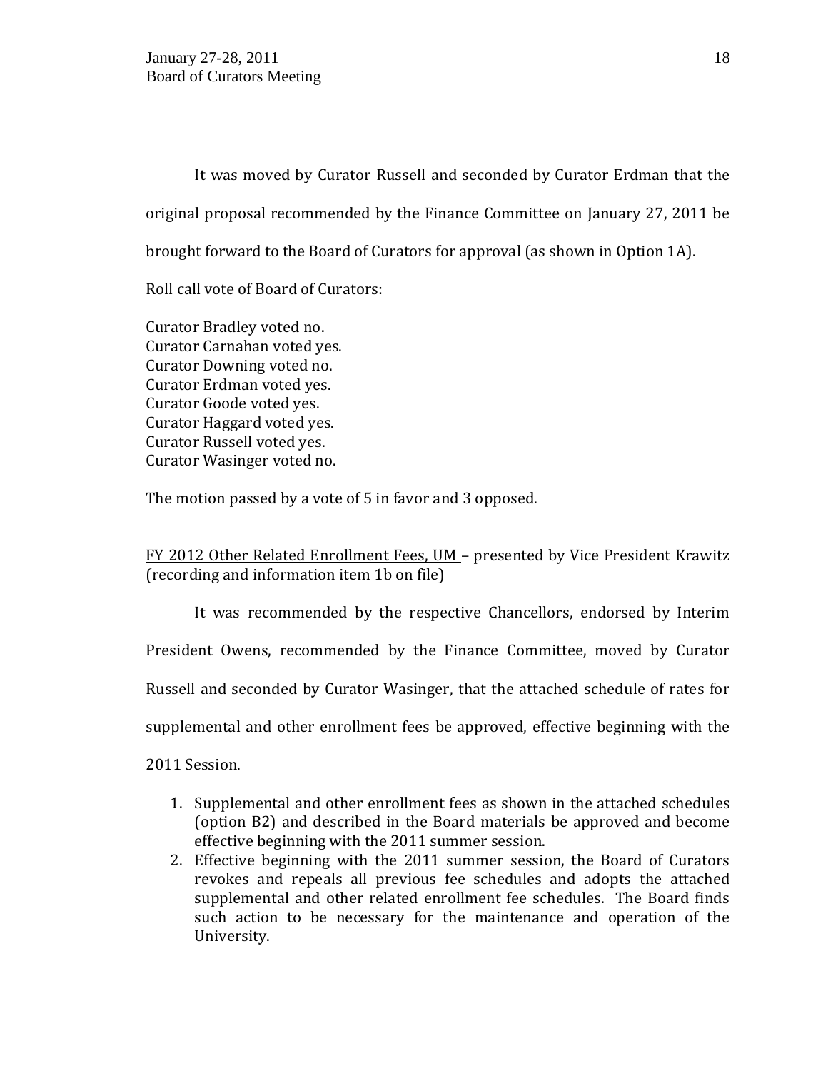It was moved by Curator Russell and seconded by Curator Erdman that the original proposal recommended by the Finance Committee on January 27, 2011 be brought forward to the Board of Curators for approval (as shown in Option 1A).

Roll call vote of Board of Curators:

Curator Bradley voted no.
Curator Carnahan voted yes.
Curator Downing voted no.
Curator Erdman voted yes.
Curator Goode voted yes.
Curator Haggard voted yes.
Curator Russell voted yes.
Curator Wasinger voted no.

The motion passed by a vote of 5 in favor and 3 opposed.

FY 2012 Other Related Enrollment Fees, UM – presented by Vice President Krawitz (recording and information item 1b on file)

It was recommended by the respective Chancellors, endorsed by Interim President Owens, recommended by the Finance Committee, moved by Curator Russell and seconded by Curator Wasinger, that the attached schedule of rates for supplemental and other enrollment fees be approved, effective beginning with the 2011 Session.

1. Supplemental and other enrollment fees as shown in the attached schedules (option B2) and described in the Board materials be approved and become effective beginning with the 2011 summer session.
2. Effective beginning with the 2011 summer session, the Board of Curators revokes and repeals all previous fee schedules and adopts the attached supplemental and other related enrollment fee schedules. The Board finds such action to be necessary for the maintenance and operation of the University.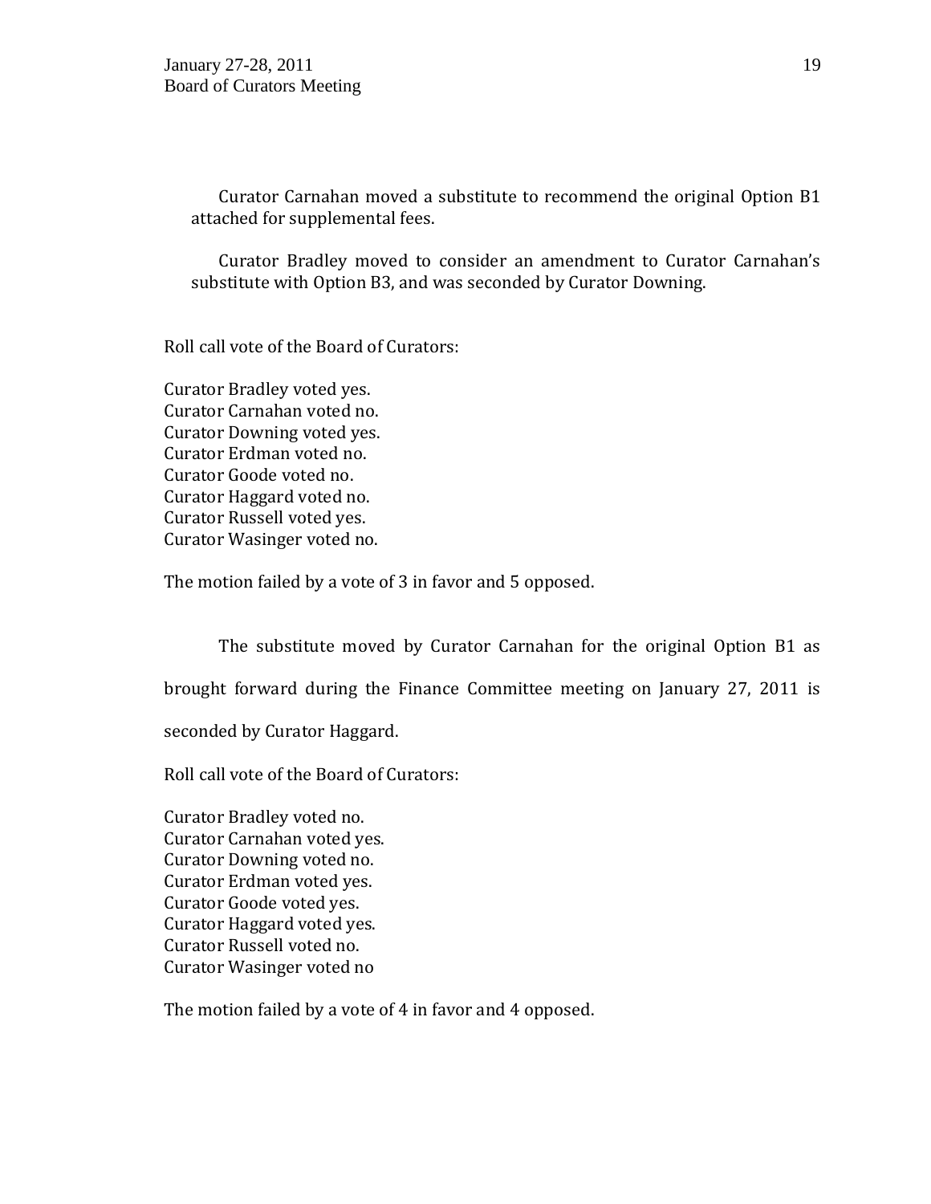Curator Carnahan moved a substitute to recommend the original Option B1 attached for supplemental fees.

Curator Bradley moved to consider an amendment to Curator Carnahan's substitute with Option B3, and was seconded by Curator Downing.

Roll call vote of the Board of Curators:

Curator Bradley voted yes.
Curator Carnahan voted no.
Curator Downing voted yes.
Curator Erdman voted no.
Curator Goode voted no.
Curator Haggard voted no.
Curator Russell voted yes.
Curator Wasinger voted no.

The motion failed by a vote of 3 in favor and 5 opposed.

The substitute moved by Curator Carnahan for the original Option B1 as brought forward during the Finance Committee meeting on January 27, 2011 is seconded by Curator Haggard.

Roll call vote of the Board of Curators:

Curator Bradley voted no.
Curator Carnahan voted yes.
Curator Downing voted no.
Curator Erdman voted yes.
Curator Goode voted yes.
Curator Haggard voted yes.
Curator Russell voted no.
Curator Wasinger voted no

The motion failed by a vote of 4 in favor and 4 opposed.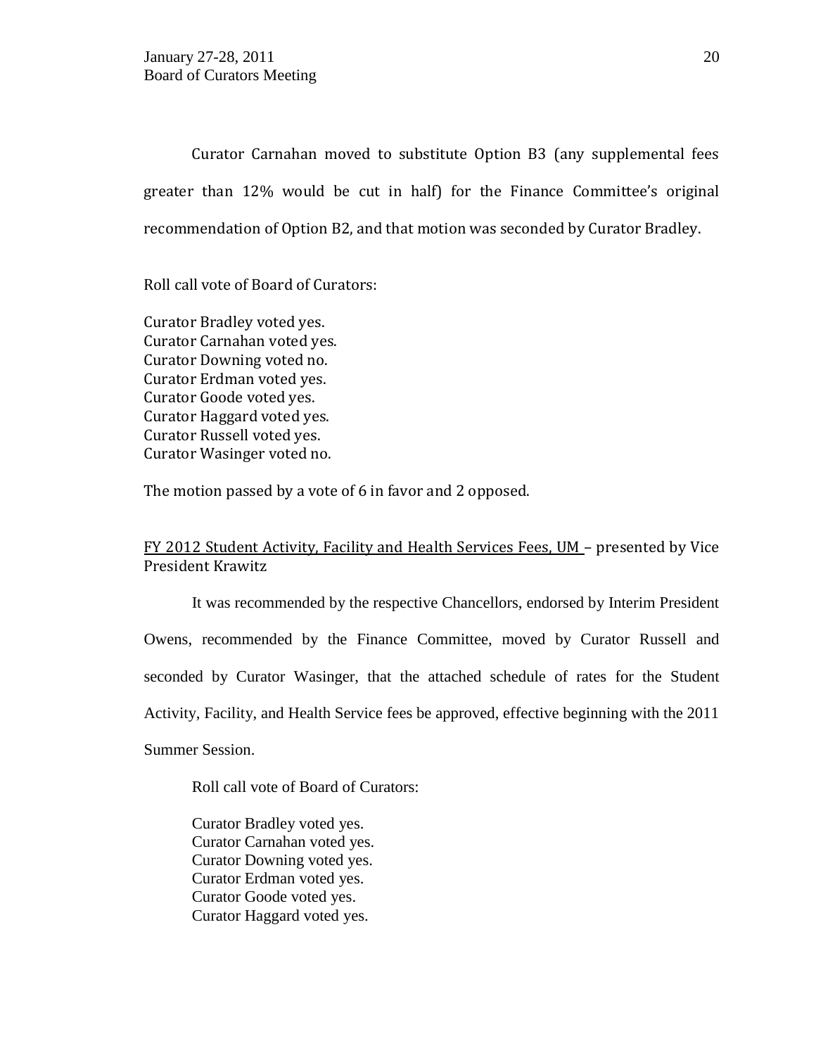Curator Carnahan moved to substitute Option B3 (any supplemental fees greater than 12% would be cut in half) for the Finance Committee's original recommendation of Option B2, and that motion was seconded by Curator Bradley.

Roll call vote of Board of Curators:

Curator Bradley voted yes.
Curator Carnahan voted yes.
Curator Downing voted no.
Curator Erdman voted yes.
Curator Goode voted yes.
Curator Haggard voted yes.
Curator Russell voted yes.
Curator Wasinger voted no.

The motion passed by a vote of 6 in favor and 2 opposed.

FY 2012 Student Activity, Facility and Health Services Fees, UM – presented by Vice President Krawitz

It was recommended by the respective Chancellors, endorsed by Interim President Owens, recommended by the Finance Committee, moved by Curator Russell and seconded by Curator Wasinger, that the attached schedule of rates for the Student Activity, Facility, and Health Service fees be approved, effective beginning with the 2011 Summer Session.

Roll call vote of Board of Curators:

Curator Bradley voted yes.
Curator Carnahan voted yes.
Curator Downing voted yes.
Curator Erdman voted yes.
Curator Goode voted yes.
Curator Haggard voted yes.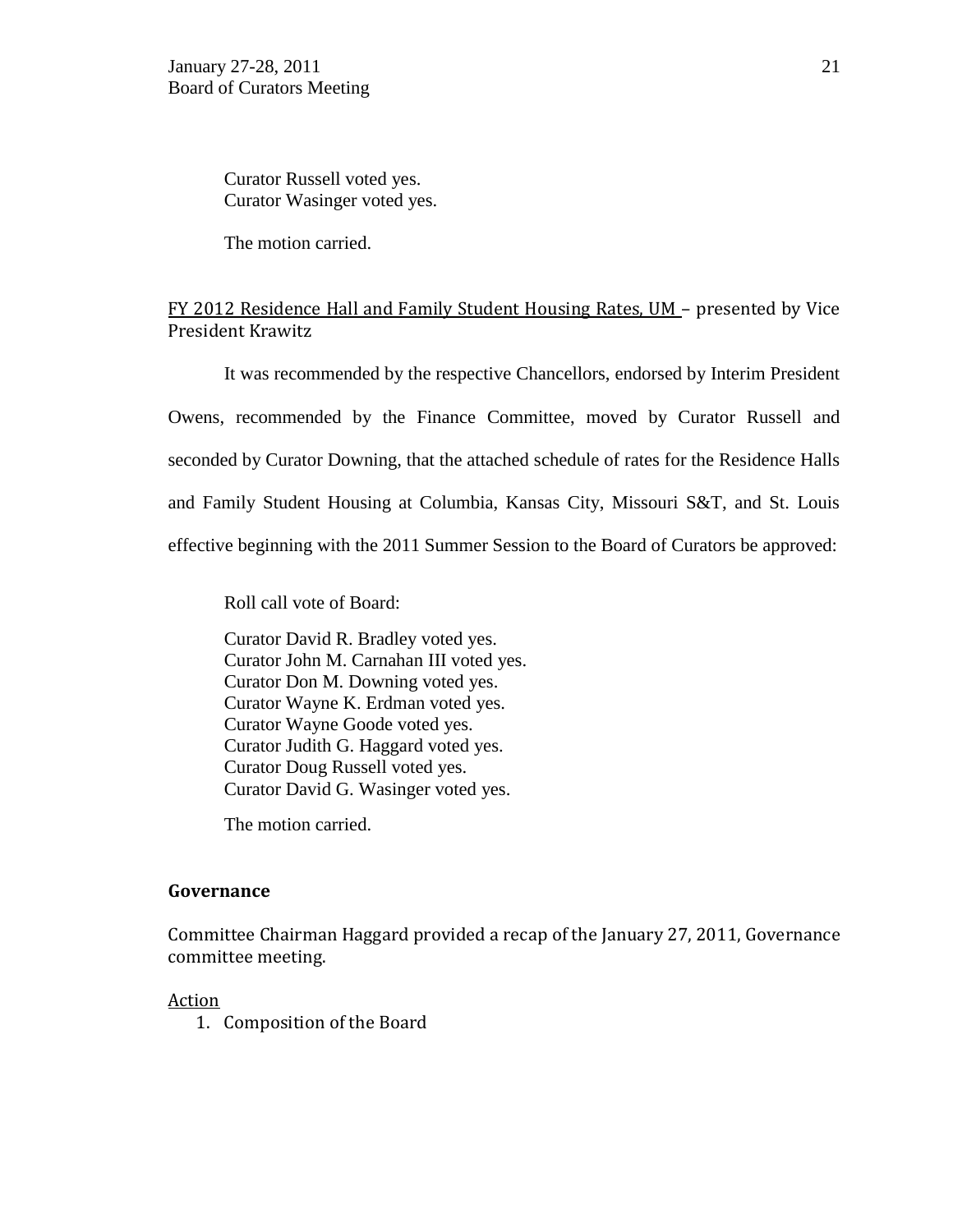Curator Russell voted yes.
Curator Wasinger voted yes.

The motion carried.

FY 2012 Residence Hall and Family Student Housing Rates, UM – presented by Vice President Krawitz

It was recommended by the respective Chancellors, endorsed by Interim President Owens, recommended by the Finance Committee, moved by Curator Russell and seconded by Curator Downing, that the attached schedule of rates for the Residence Halls and Family Student Housing at Columbia, Kansas City, Missouri S&T, and St. Louis effective beginning with the 2011 Summer Session to the Board of Curators be approved:

Roll call vote of Board:

Curator David R. Bradley voted yes.
Curator John M. Carnahan III voted yes.
Curator Don M. Downing voted yes.
Curator Wayne K. Erdman voted yes.
Curator Wayne Goode voted yes.
Curator Judith G. Haggard voted yes.
Curator Doug Russell voted yes.
Curator David G. Wasinger voted yes.

The motion carried.

## Governance

Committee Chairman Haggard provided a recap of the January 27, 2011, Governance committee meeting.

Action

1. Composition of the Board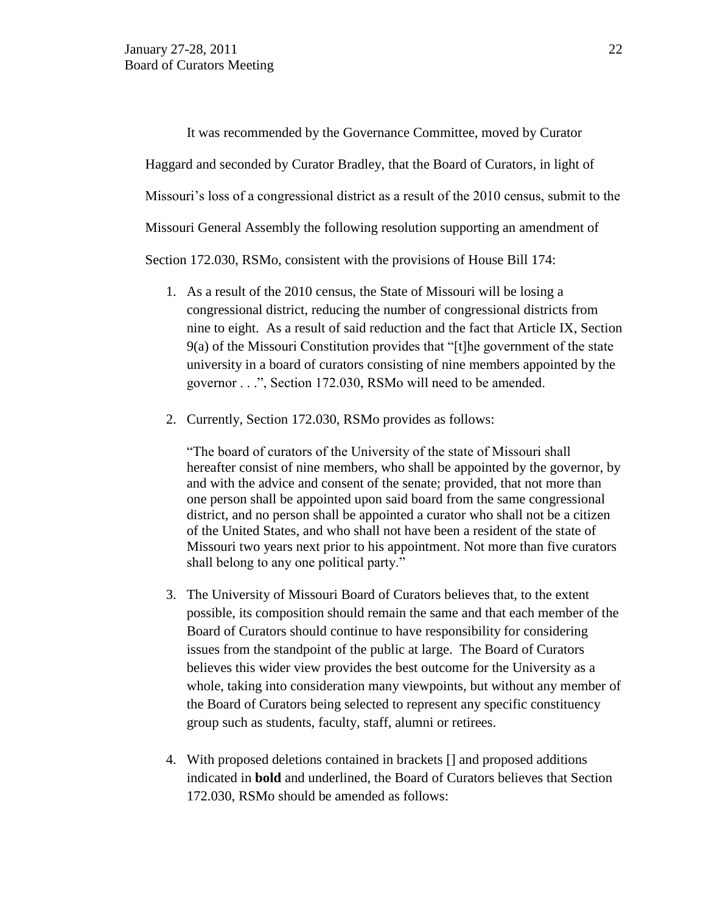It was recommended by the Governance Committee, moved by Curator Haggard and seconded by Curator Bradley, that the Board of Curators, in light of Missouri's loss of a congressional district as a result of the 2010 census, submit to the Missouri General Assembly the following resolution supporting an amendment of Section 172.030, RSMo, consistent with the provisions of House Bill 174:

1. As a result of the 2010 census, the State of Missouri will be losing a congressional district, reducing the number of congressional districts from nine to eight. As a result of said reduction and the fact that Article IX, Section 9(a) of the Missouri Constitution provides that "[t]he government of the state university in a board of curators consisting of nine members appointed by the governor . . .", Section 172.030, RSMo will need to be amended.

2. Currently, Section 172.030, RSMo provides as follows:

   "The board of curators of the University of the state of Missouri shall hereafter consist of nine members, who shall be appointed by the governor, by and with the advice and consent of the senate; provided, that not more than one person shall be appointed upon said board from the same congressional district, and no person shall be appointed a curator who shall not be a citizen of the United States, and who shall not have been a resident of the state of Missouri two years next prior to his appointment. Not more than five curators shall belong to any one political party."

3. The University of Missouri Board of Curators believes that, to the extent possible, its composition should remain the same and that each member of the Board of Curators should continue to have responsibility for considering issues from the standpoint of the public at large. The Board of Curators believes this wider view provides the best outcome for the University as a whole, taking into consideration many viewpoints, but without any member of the Board of Curators being selected to represent any specific constituency group such as students, faculty, staff, alumni or retirees.

4. With proposed deletions contained in brackets [] and proposed additions indicated in **bold** and underlined, the Board of Curators believes that Section 172.030, RSMo should be amended as follows: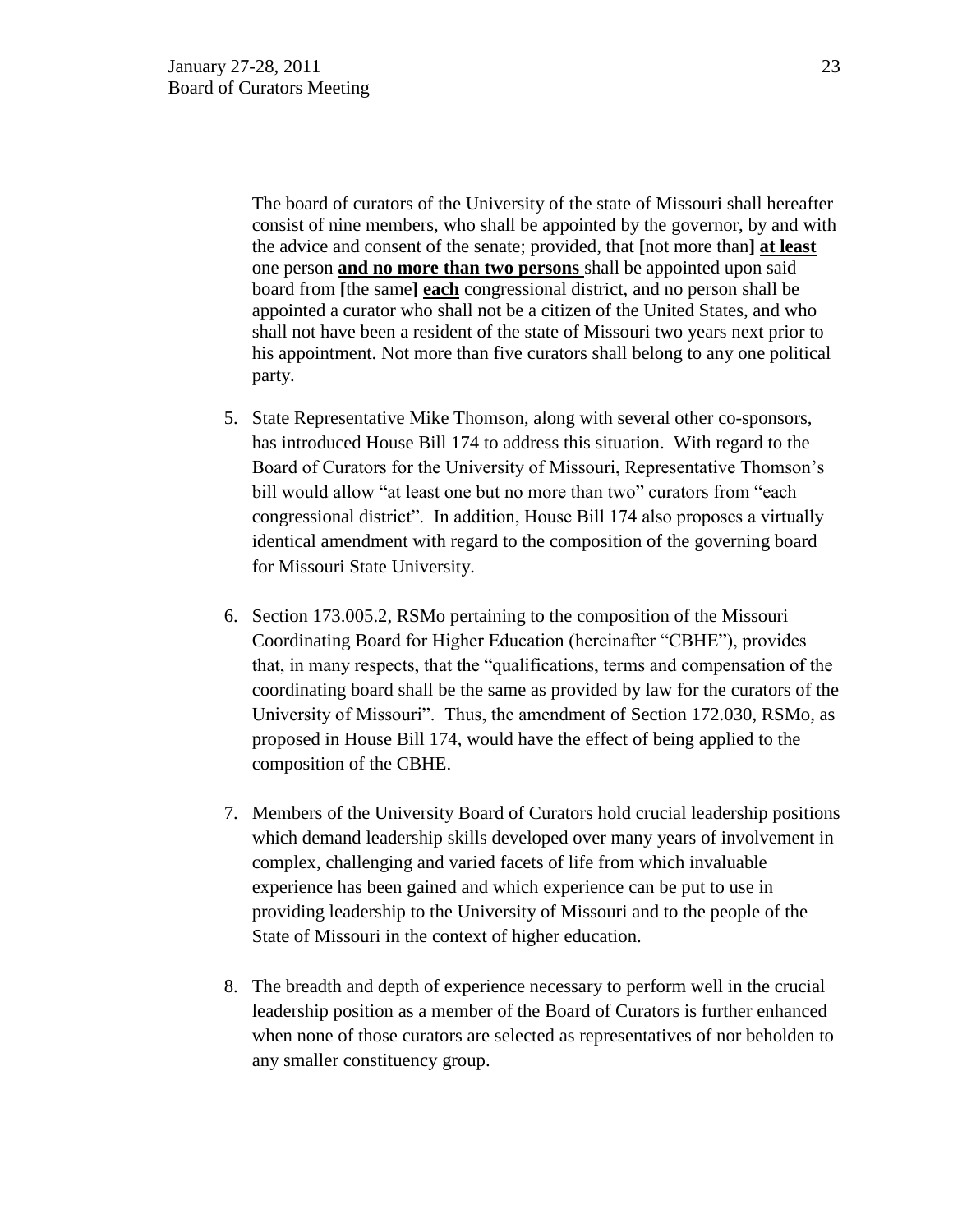The board of curators of the University of the state of Missouri shall hereafter consist of nine members, who shall be appointed by the governor, by and with the advice and consent of the senate; provided, that **[**not more than**]** <u>**at least**</u> one person <u>**and no more than two persons**</u> shall be appointed upon said board from **[**the same**]** <u>**each**</u> congressional district, and no person shall be appointed a curator who shall not be a citizen of the United States, and who shall not have been a resident of the state of Missouri two years next prior to his appointment. Not more than five curators shall belong to any one political party.

5. State Representative Mike Thomson, along with several other co-sponsors, has introduced House Bill 174 to address this situation. With regard to the Board of Curators for the University of Missouri, Representative Thomson's bill would allow "at least one but no more than two" curators from "each congressional district". In addition, House Bill 174 also proposes a virtually identical amendment with regard to the composition of the governing board for Missouri State University.

6. Section 173.005.2, RSMo pertaining to the composition of the Missouri Coordinating Board for Higher Education (hereinafter "CBHE"), provides that, in many respects, that the "qualifications, terms and compensation of the coordinating board shall be the same as provided by law for the curators of the University of Missouri". Thus, the amendment of Section 172.030, RSMo, as proposed in House Bill 174, would have the effect of being applied to the composition of the CBHE.

7. Members of the University Board of Curators hold crucial leadership positions which demand leadership skills developed over many years of involvement in complex, challenging and varied facets of life from which invaluable experience has been gained and which experience can be put to use in providing leadership to the University of Missouri and to the people of the State of Missouri in the context of higher education.

8. The breadth and depth of experience necessary to perform well in the crucial leadership position as a member of the Board of Curators is further enhanced when none of those curators are selected as representatives of nor beholden to any smaller constituency group.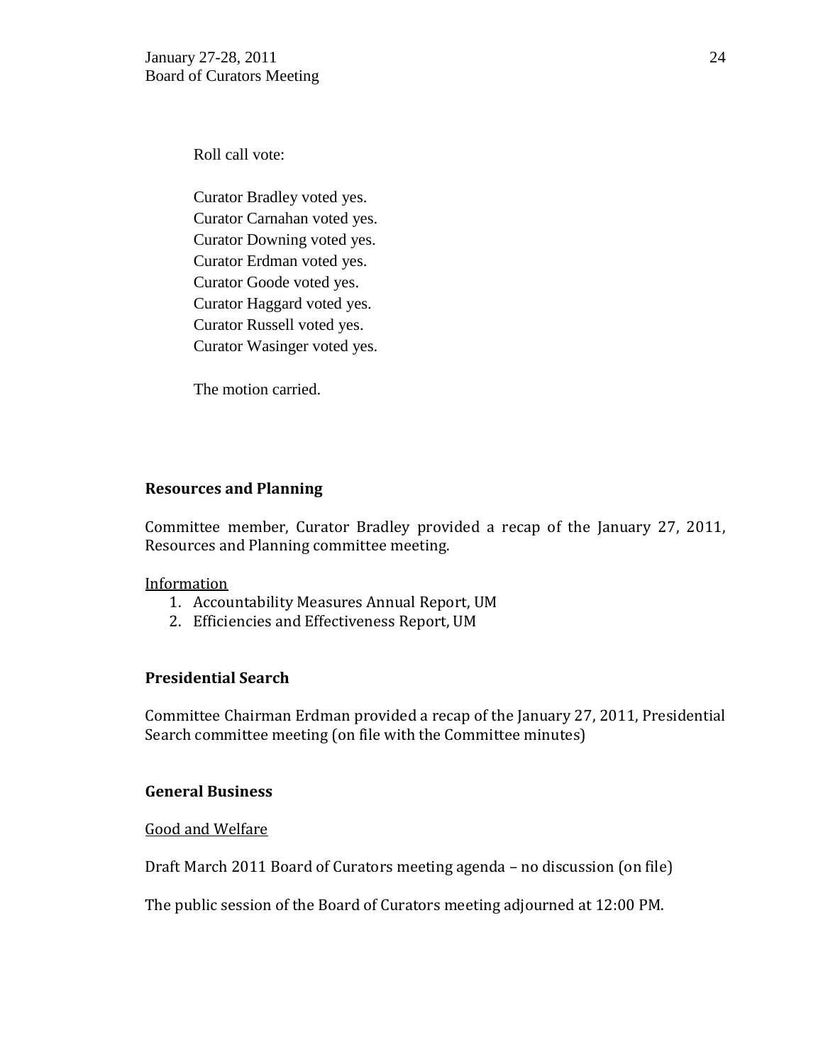Roll call vote:

Curator Bradley voted yes.
Curator Carnahan voted yes.
Curator Downing voted yes.
Curator Erdman voted yes.
Curator Goode voted yes.
Curator Haggard voted yes.
Curator Russell voted yes.
Curator Wasinger voted yes.

The motion carried.

**Resources and Planning**

Committee member, Curator Bradley provided a recap of the January 27, 2011, Resources and Planning committee meeting.

Information

1. Accountability Measures Annual Report, UM
2. Efficiencies and Effectiveness Report, UM

**Presidential Search**

Committee Chairman Erdman provided a recap of the January 27, 2011, Presidential Search committee meeting (on file with the Committee minutes)

**General Business**

Good and Welfare

Draft March 2011 Board of Curators meeting agenda – no discussion (on file)

The public session of the Board of Curators meeting adjourned at 12:00 PM.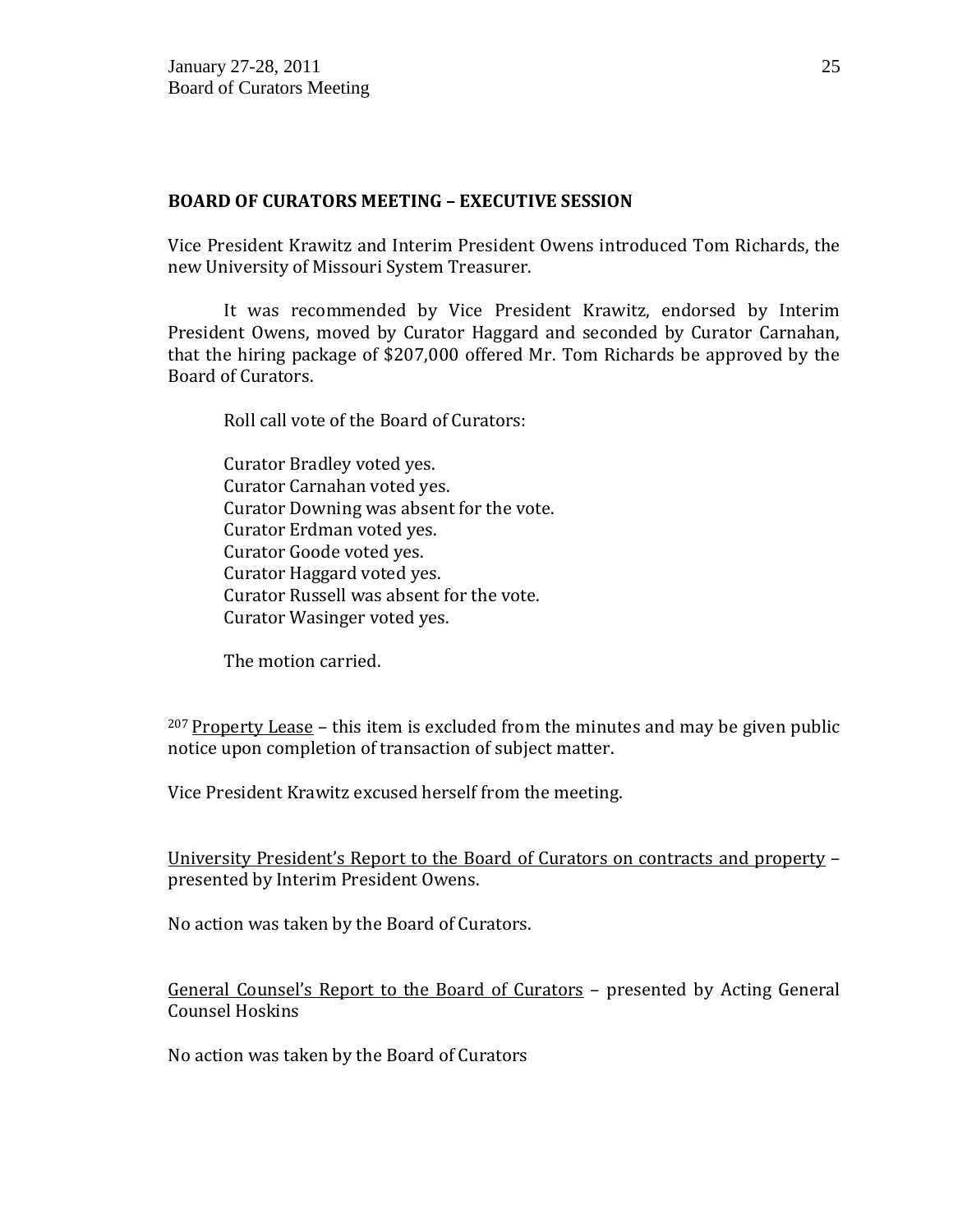## BOARD OF CURATORS MEETING – EXECUTIVE SESSION

Vice President Krawitz and Interim President Owens introduced Tom Richards, the new University of Missouri System Treasurer.

It was recommended by Vice President Krawitz, endorsed by Interim President Owens, moved by Curator Haggard and seconded by Curator Carnahan, that the hiring package of $207,000 offered Mr. Tom Richards be approved by the Board of Curators.

Roll call vote of the Board of Curators:

Curator Bradley voted yes.
Curator Carnahan voted yes.
Curator Downing was absent for the vote.
Curator Erdman voted yes.
Curator Goode voted yes.
Curator Haggard voted yes.
Curator Russell was absent for the vote.
Curator Wasinger voted yes.

The motion carried.

[207] Property Lease – this item is excluded from the minutes and may be given public notice upon completion of transaction of subject matter.

Vice President Krawitz excused herself from the meeting.

University President's Report to the Board of Curators on contracts and property – presented by Interim President Owens.

No action was taken by the Board of Curators.

General Counsel's Report to the Board of Curators – presented by Acting General Counsel Hoskins

No action was taken by the Board of Curators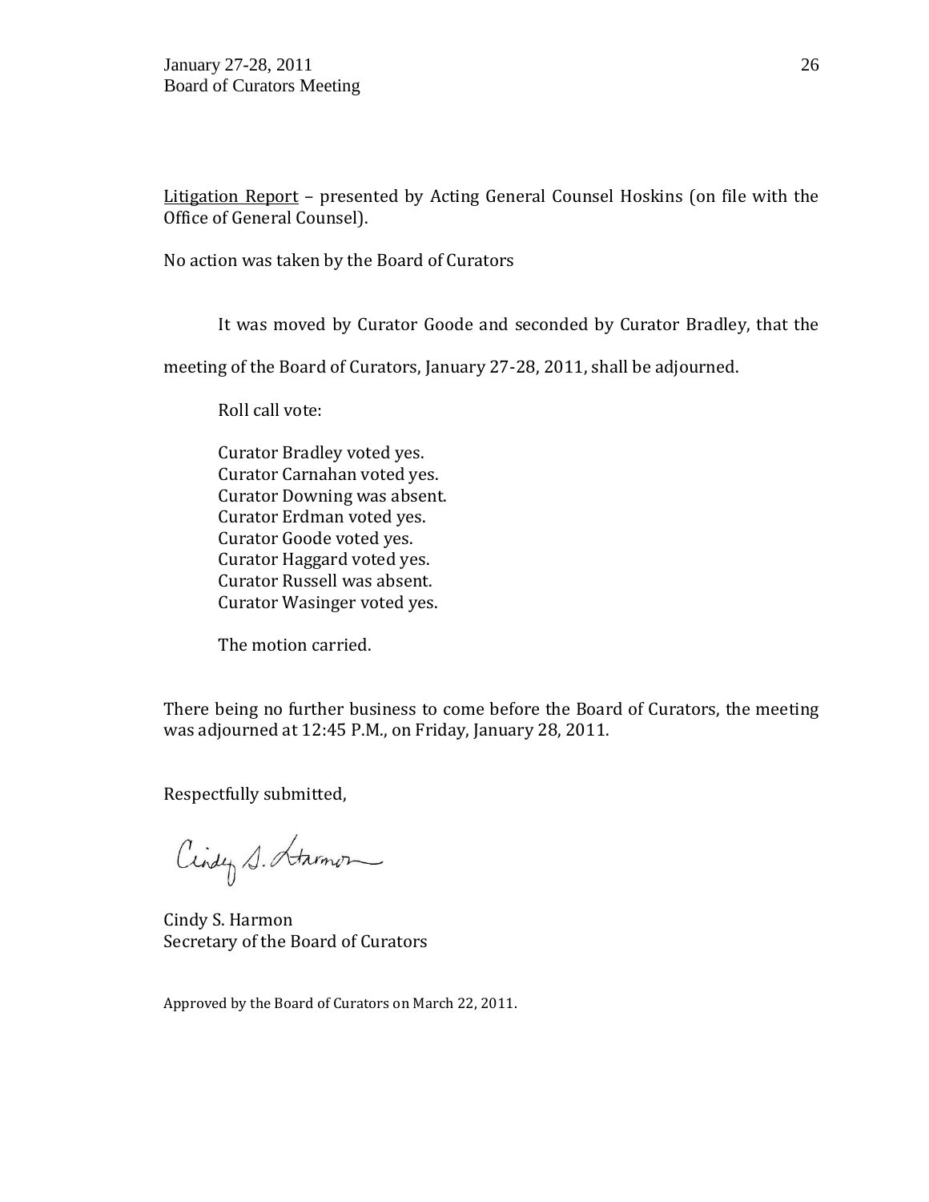<u>Litigation Report</u> – presented by Acting General Counsel Hoskins (on file with the Office of General Counsel).

No action was taken by the Board of Curators

It was moved by Curator Goode and seconded by Curator Bradley, that the meeting of the Board of Curators, January 27-28, 2011, shall be adjourned.

Roll call vote:

Curator Bradley voted yes.
Curator Carnahan voted yes.
Curator Downing was absent.
Curator Erdman voted yes.
Curator Goode voted yes.
Curator Haggard voted yes.
Curator Russell was absent.
Curator Wasinger voted yes.

The motion carried.

There being no further business to come before the Board of Curators, the meeting was adjourned at 12:45 P.M., on Friday, January 28, 2011.

Respectfully submitted,

Cindy S. Harmon

Cindy S. Harmon
Secretary of the Board of Curators

Approved by the Board of Curators on March 22, 2011.